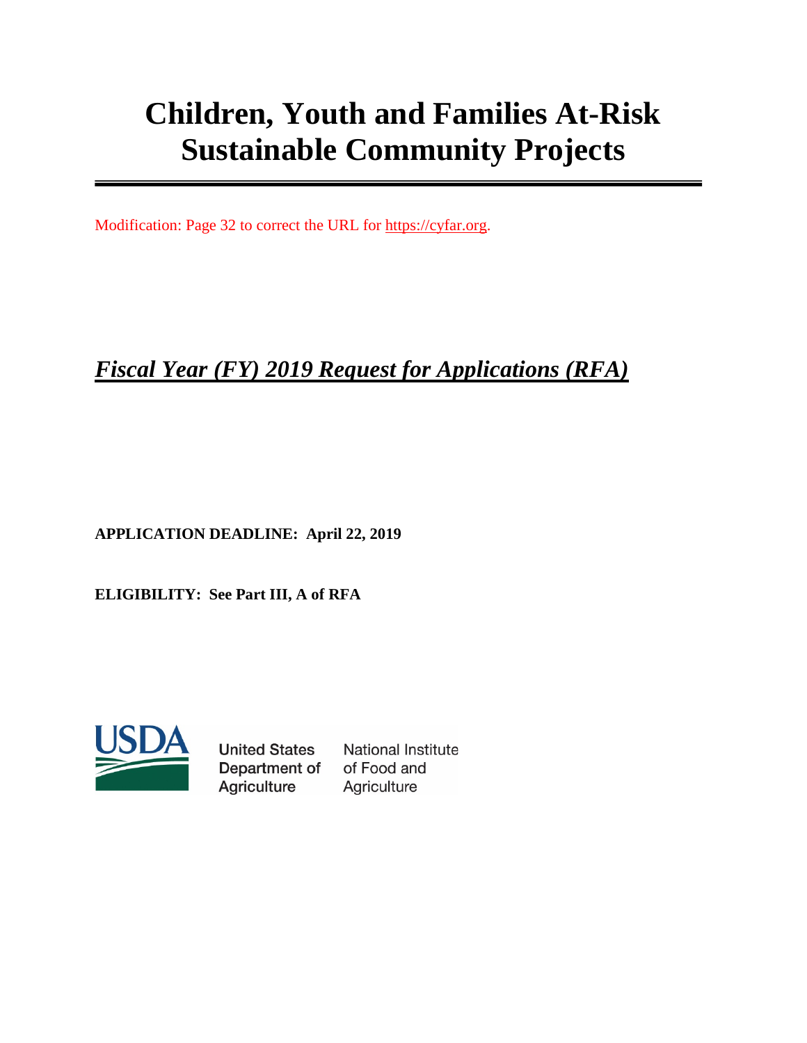# Children, Youth and Families At-Risk Sustainable Community Projects

Modification: Page 32 to correct the URL for https://cyfar.org.

## *Fiscal Year (FY) 2019 Request for Applications (RFA)*

**APPLICATION DEADLINE: April 22, 2019**

**ELIGIBILITY: See Part III, A of RFA**

USDA United States Department of Agriculture National Institute of Food and Agriculture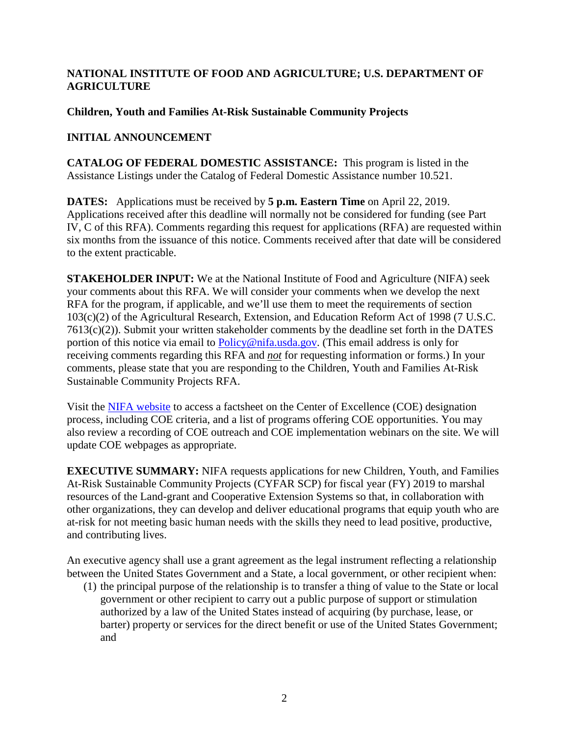**NATIONAL INSTITUTE OF FOOD AND AGRICULTURE; U.S. DEPARTMENT OF AGRICULTURE**

**Children, Youth and Families At-Risk Sustainable Community Projects**

**INITIAL ANNOUNCEMENT**

**CATALOG OF FEDERAL DOMESTIC ASSISTANCE:** This program is listed in the Assistance Listings under the Catalog of Federal Domestic Assistance number 10.521.

**DATES:** Applications must be received by **5 p.m. Eastern Time** on April 22, 2019. Applications received after this deadline will normally not be considered for funding (see Part IV, C of this RFA). Comments regarding this request for applications (RFA) are requested within six months from the issuance of this notice. Comments received after that date will be considered to the extent practicable.

**STAKEHOLDER INPUT:** We at the National Institute of Food and Agriculture (NIFA) seek your comments about this RFA. We will consider your comments when we develop the next RFA for the program, if applicable, and we'll use them to meet the requirements of section 103(c)(2) of the Agricultural Research, Extension, and Education Reform Act of 1998 (7 U.S.C. 7613(c)(2)). Submit your written stakeholder comments by the deadline set forth in the DATES portion of this notice via email to [Policy@nifa.usda.gov](mailto:Policy@nifa.usda.gov). (This email address is only for receiving comments regarding this RFA and *not* for requesting information or forms.) In your comments, please state that you are responding to the Children, Youth and Families At-Risk Sustainable Community Projects RFA.

Visit the [NIFA website]() to access a factsheet on the Center of Excellence (COE) designation process, including COE criteria, and a list of programs offering COE opportunities. You may also review a recording of COE outreach and COE implementation webinars on the site. We will update COE webpages as appropriate.

**EXECUTIVE SUMMARY:** NIFA requests applications for new Children, Youth, and Families At-Risk Sustainable Community Projects (CYFAR SCP) for fiscal year (FY) 2019 to marshal resources of the Land-grant and Cooperative Extension Systems so that, in collaboration with other organizations, they can develop and deliver educational programs that equip youth who are at-risk for not meeting basic human needs with the skills they need to lead positive, productive, and contributing lives.

An executive agency shall use a grant agreement as the legal instrument reflecting a relationship between the United States Government and a State, a local government, or other recipient when:

(1) the principal purpose of the relationship is to transfer a thing of value to the State or local government or other recipient to carry out a public purpose of support or stimulation authorized by a law of the United States instead of acquiring (by purchase, lease, or barter) property or services for the direct benefit or use of the United States Government; and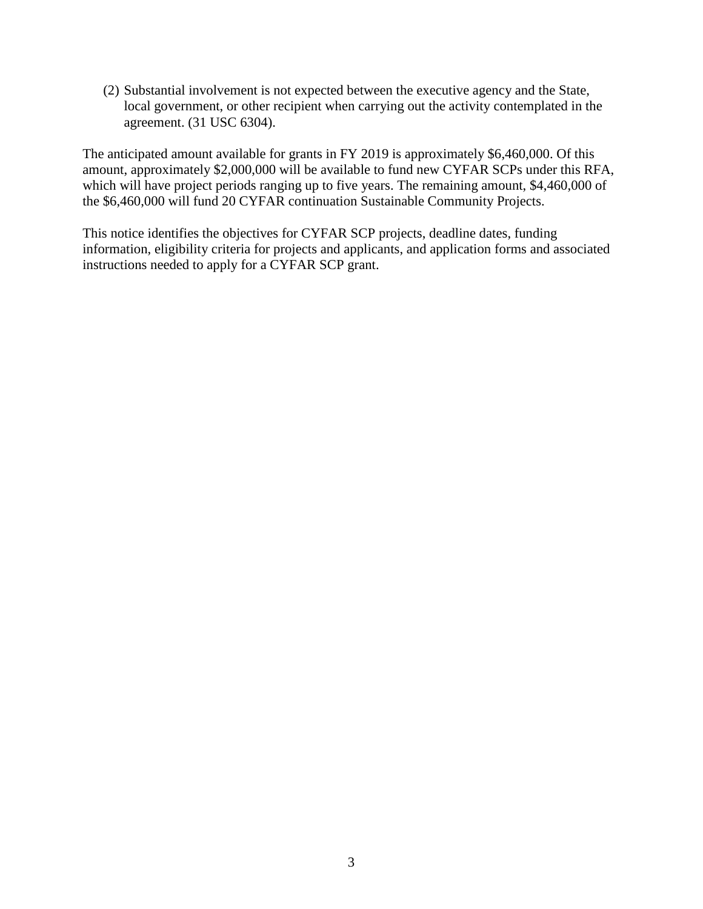(2) Substantial involvement is not expected between the executive agency and the State, local government, or other recipient when carrying out the activity contemplated in the agreement. (31 USC 6304).

The anticipated amount available for grants in FY 2019 is approximately $6,460,000. Of this amount, approximately $2,000,000 will be available to fund new CYFAR SCPs under this RFA, which will have project periods ranging up to five years. The remaining amount, $4,460,000 of the $6,460,000 will fund 20 CYFAR continuation Sustainable Community Projects.

This notice identifies the objectives for CYFAR SCP projects, deadline dates, funding information, eligibility criteria for projects and applicants, and application forms and associated instructions needed to apply for a CYFAR SCP grant.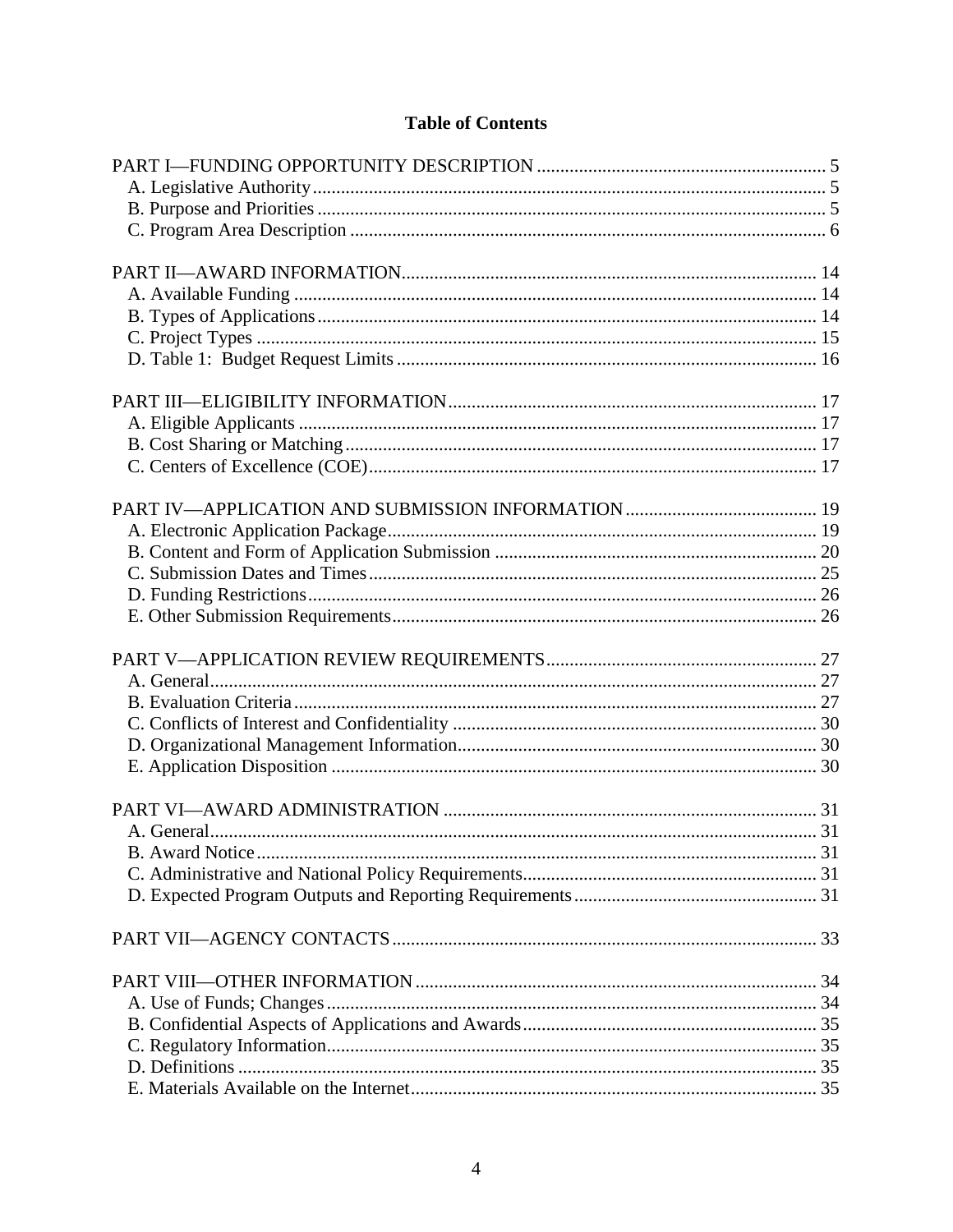# Table of Contents

PART I—FUNDING OPPORTUNITY DESCRIPTION .......... 5
- A. Legislative Authority .......... 5
- B. Purpose and Priorities .......... 5
- C. Program Area Description .......... 6

PART II—AWARD INFORMATION .......... 14
- A. Available Funding .......... 14
- B. Types of Applications .......... 14
- C. Project Types .......... 15
- D. Table 1: Budget Request Limits .......... 16

PART III—ELIGIBILITY INFORMATION .......... 17
- A. Eligible Applicants .......... 17
- B. Cost Sharing or Matching .......... 17
- C. Centers of Excellence (COE) .......... 17

PART IV—APPLICATION AND SUBMISSION INFORMATION .......... 19
- A. Electronic Application Package .......... 19
- B. Content and Form of Application Submission .......... 20
- C. Submission Dates and Times .......... 25
- D. Funding Restrictions .......... 26
- E. Other Submission Requirements .......... 26

PART V—APPLICATION REVIEW REQUIREMENTS .......... 27
- A. General .......... 27
- B. Evaluation Criteria .......... 27
- C. Conflicts of Interest and Confidentiality .......... 30
- D. Organizational Management Information .......... 30
- E. Application Disposition .......... 30

PART VI—AWARD ADMINISTRATION .......... 31
- A. General .......... 31
- B. Award Notice .......... 31
- C. Administrative and National Policy Requirements .......... 31
- D. Expected Program Outputs and Reporting Requirements .......... 31

PART VII—AGENCY CONTACTS .......... 33

PART VIII—OTHER INFORMATION .......... 34
- A. Use of Funds; Changes .......... 34
- B. Confidential Aspects of Applications and Awards .......... 35
- C. Regulatory Information .......... 35
- D. Definitions .......... 35
- E. Materials Available on the Internet .......... 35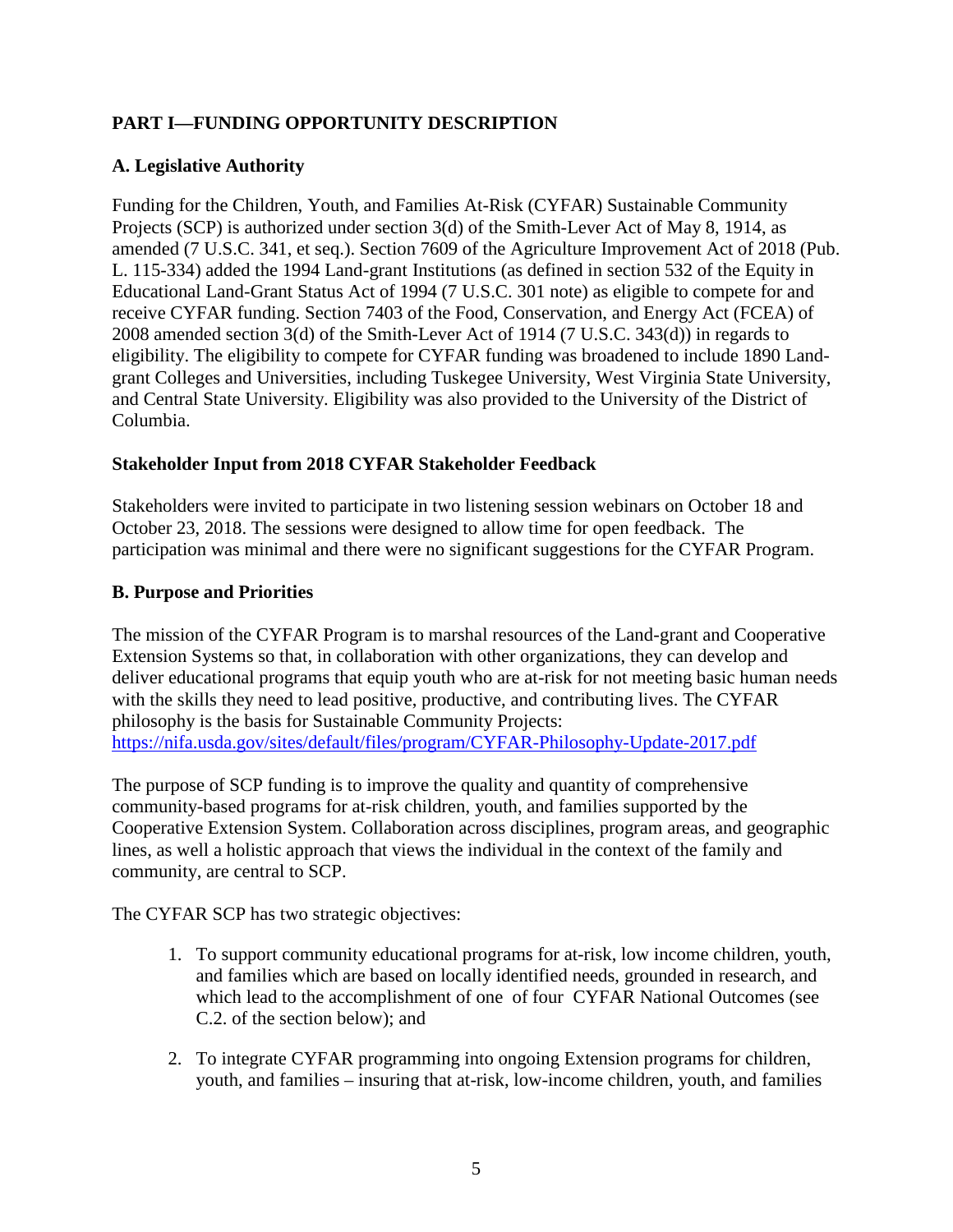## PART I—FUNDING OPPORTUNITY DESCRIPTION

### A. Legislative Authority

Funding for the Children, Youth, and Families At-Risk (CYFAR) Sustainable Community Projects (SCP) is authorized under section 3(d) of the Smith-Lever Act of May 8, 1914, as amended (7 U.S.C. 341, et seq.). Section 7609 of the Agriculture Improvement Act of 2018 (Pub. L. 115-334) added the 1994 Land-grant Institutions (as defined in section 532 of the Equity in Educational Land-Grant Status Act of 1994 (7 U.S.C. 301 note) as eligible to compete for and receive CYFAR funding. Section 7403 of the Food, Conservation, and Energy Act (FCEA) of 2008 amended section 3(d) of the Smith-Lever Act of 1914 (7 U.S.C. 343(d)) in regards to eligibility. The eligibility to compete for CYFAR funding was broadened to include 1890 Land-grant Colleges and Universities, including Tuskegee University, West Virginia State University, and Central State University. Eligibility was also provided to the University of the District of Columbia.

### Stakeholder Input from 2018 CYFAR Stakeholder Feedback

Stakeholders were invited to participate in two listening session webinars on October 18 and October 23, 2018. The sessions were designed to allow time for open feedback. The participation was minimal and there were no significant suggestions for the CYFAR Program.

### B. Purpose and Priorities

The mission of the CYFAR Program is to marshal resources of the Land-grant and Cooperative Extension Systems so that, in collaboration with other organizations, they can develop and deliver educational programs that equip youth who are at-risk for not meeting basic human needs with the skills they need to lead positive, productive, and contributing lives. The CYFAR philosophy is the basis for Sustainable Community Projects: [https://nifa.usda.gov/sites/default/files/program/CYFAR-Philosophy-Update-2017.pdf](https://nifa.usda.gov/sites/default/files/program/CYFAR-Philosophy-Update-2017.pdf)

The purpose of SCP funding is to improve the quality and quantity of comprehensive community-based programs for at-risk children, youth, and families supported by the Cooperative Extension System. Collaboration across disciplines, program areas, and geographic lines, as well a holistic approach that views the individual in the context of the family and community, are central to SCP.

The CYFAR SCP has two strategic objectives:

1. To support community educational programs for at-risk, low income children, youth, and families which are based on locally identified needs, grounded in research, and which lead to the accomplishment of one of four CYFAR National Outcomes (see C.2. of the section below); and
2. To integrate CYFAR programming into ongoing Extension programs for children, youth, and families – insuring that at-risk, low-income children, youth, and families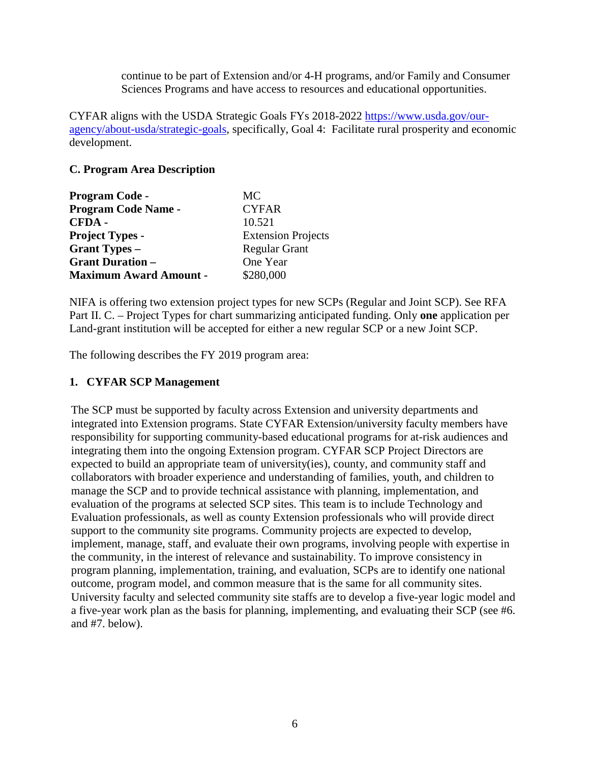continue to be part of Extension and/or 4-H programs, and/or Family and Consumer Sciences Programs and have access to resources and educational opportunities.

CYFAR aligns with the USDA Strategic Goals FYs 2018-2022 [https://www.usda.gov/our-agency/about-usda/strategic-goals](https://www.usda.gov/our-agency/about-usda/strategic-goals), specifically, Goal 4: Facilitate rural prosperity and economic development.

### C. Program Area Description

| | |
|---|---|
| **Program Code -** | MC |
| **Program Code Name -** | CYFAR |
| **CFDA -** | 10.521 |
| **Project Types -** | Extension Projects |
| **Grant Types –** | Regular Grant |
| **Grant Duration –** | One Year |
| **Maximum Award Amount -** | $280,000 |

NIFA is offering two extension project types for new SCPs (Regular and Joint SCP). See RFA Part II. C. – Project Types for chart summarizing anticipated funding. Only **one** application per Land-grant institution will be accepted for either a new regular SCP or a new Joint SCP.

The following describes the FY 2019 program area:

#### 1. CYFAR SCP Management

The SCP must be supported by faculty across Extension and university departments and integrated into Extension programs. State CYFAR Extension/university faculty members have responsibility for supporting community-based educational programs for at-risk audiences and integrating them into the ongoing Extension program. CYFAR SCP Project Directors are expected to build an appropriate team of university(ies), county, and community staff and collaborators with broader experience and understanding of families, youth, and children to manage the SCP and to provide technical assistance with planning, implementation, and evaluation of the programs at selected SCP sites. This team is to include Technology and Evaluation professionals, as well as county Extension professionals who will provide direct support to the community site programs. Community projects are expected to develop, implement, manage, staff, and evaluate their own programs, involving people with expertise in the community, in the interest of relevance and sustainability. To improve consistency in program planning, implementation, training, and evaluation, SCPs are to identify one national outcome, program model, and common measure that is the same for all community sites. University faculty and selected community site staffs are to develop a five-year logic model and a five-year work plan as the basis for planning, implementing, and evaluating their SCP (see #6. and #7. below).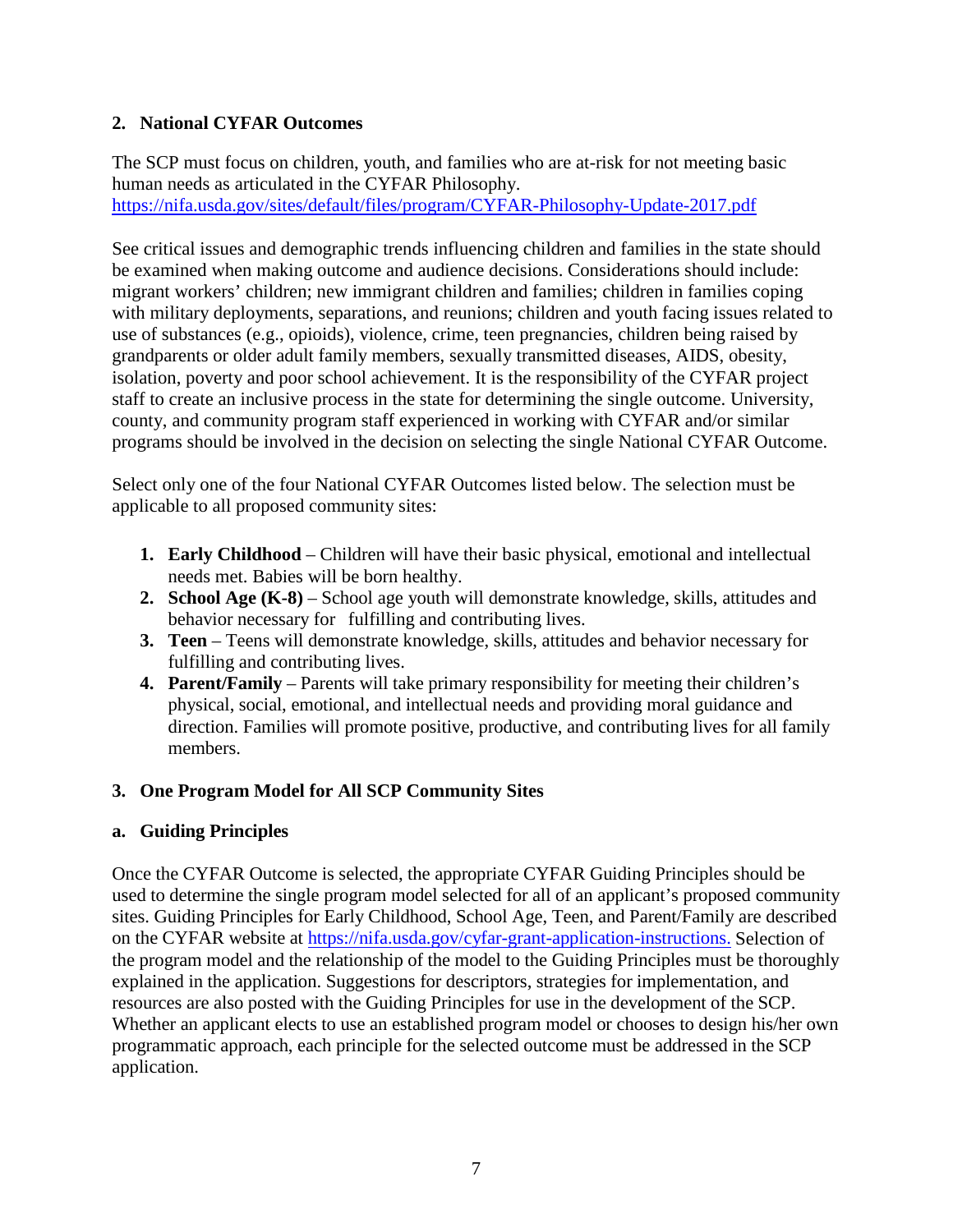## 2. National CYFAR Outcomes

The SCP must focus on children, youth, and families who are at-risk for not meeting basic human needs as articulated in the CYFAR Philosophy. https://nifa.usda.gov/sites/default/files/program/CYFAR-Philosophy-Update-2017.pdf

See critical issues and demographic trends influencing children and families in the state should be examined when making outcome and audience decisions. Considerations should include: migrant workers' children; new immigrant children and families; children in families coping with military deployments, separations, and reunions; children and youth facing issues related to use of substances (e.g., opioids), violence, crime, teen pregnancies, children being raised by grandparents or older adult family members, sexually transmitted diseases, AIDS, obesity, isolation, poverty and poor school achievement. It is the responsibility of the CYFAR project staff to create an inclusive process in the state for determining the single outcome. University, county, and community program staff experienced in working with CYFAR and/or similar programs should be involved in the decision on selecting the single National CYFAR Outcome.

Select only one of the four National CYFAR Outcomes listed below. The selection must be applicable to all proposed community sites:

1. **Early Childhood** – Children will have their basic physical, emotional and intellectual needs met. Babies will be born healthy.
2. **School Age (K-8)** – School age youth will demonstrate knowledge, skills, attitudes and behavior necessary for fulfilling and contributing lives.
3. **Teen** – Teens will demonstrate knowledge, skills, attitudes and behavior necessary for fulfilling and contributing lives.
4. **Parent/Family** – Parents will take primary responsibility for meeting their children's physical, social, emotional, and intellectual needs and providing moral guidance and direction. Families will promote positive, productive, and contributing lives for all family members.

## 3. One Program Model for All SCP Community Sites

### a. Guiding Principles

Once the CYFAR Outcome is selected, the appropriate CYFAR Guiding Principles should be used to determine the single program model selected for all of an applicant's proposed community sites. Guiding Principles for Early Childhood, School Age, Teen, and Parent/Family are described on the CYFAR website at https://nifa.usda.gov/cyfar-grant-application-instructions. Selection of the program model and the relationship of the model to the Guiding Principles must be thoroughly explained in the application. Suggestions for descriptors, strategies for implementation, and resources are also posted with the Guiding Principles for use in the development of the SCP. Whether an applicant elects to use an established program model or chooses to design his/her own programmatic approach, each principle for the selected outcome must be addressed in the SCP application.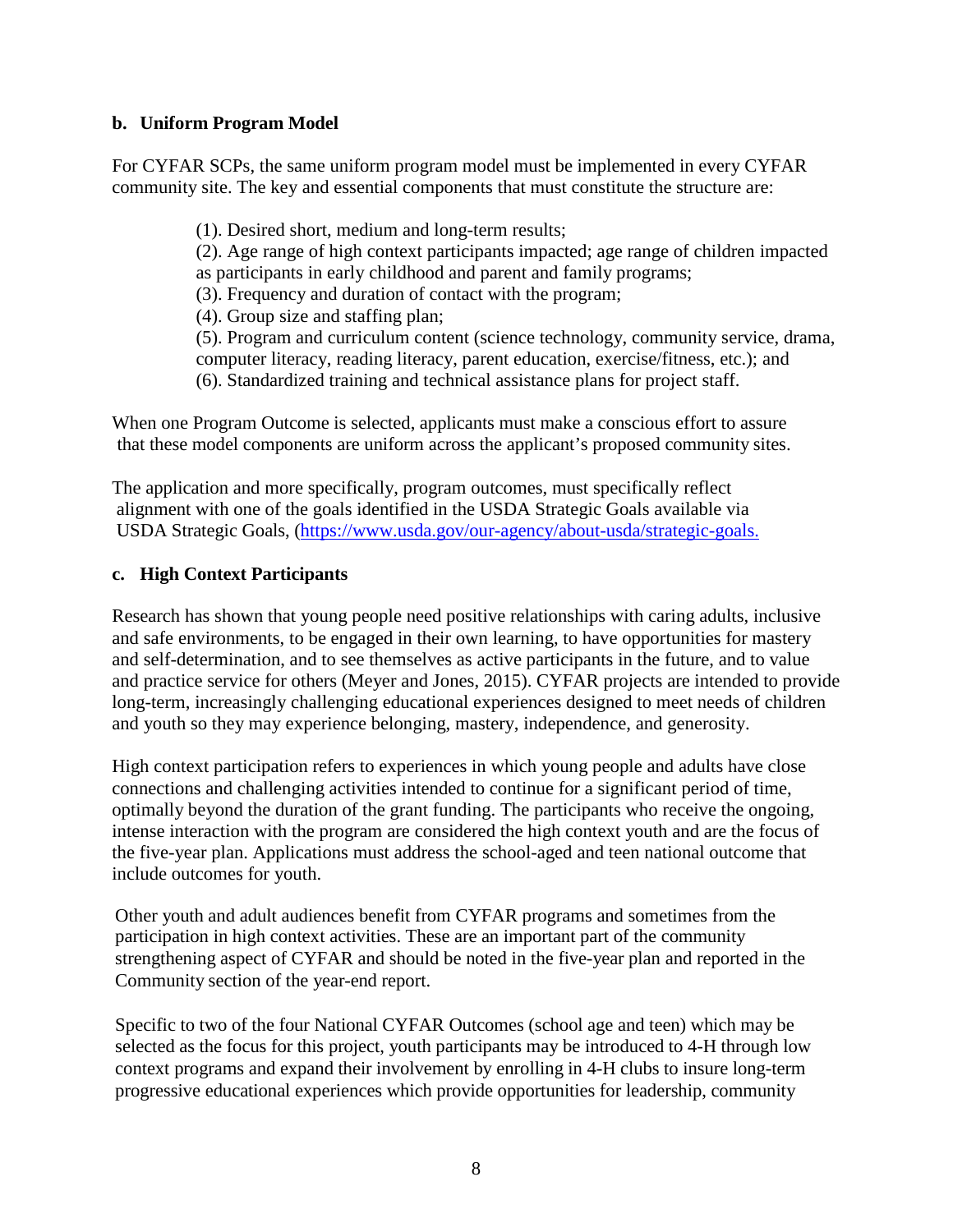### b. Uniform Program Model

For CYFAR SCPs, the same uniform program model must be implemented in every CYFAR community site. The key and essential components that must constitute the structure are:

(1). Desired short, medium and long-term results;
(2). Age range of high context participants impacted; age range of children impacted as participants in early childhood and parent and family programs;
(3). Frequency and duration of contact with the program;
(4). Group size and staffing plan;
(5). Program and curriculum content (science technology, community service, drama, computer literacy, reading literacy, parent education, exercise/fitness, etc.); and
(6). Standardized training and technical assistance plans for project staff.

When one Program Outcome is selected, applicants must make a conscious effort to assure that these model components are uniform across the applicant's proposed community sites.

The application and more specifically, program outcomes, must specifically reflect alignment with one of the goals identified in the USDA Strategic Goals available via USDA Strategic Goals, (https://www.usda.gov/our-agency/about-usda/strategic-goals.

### c. High Context Participants

Research has shown that young people need positive relationships with caring adults, inclusive and safe environments, to be engaged in their own learning, to have opportunities for mastery and self-determination, and to see themselves as active participants in the future, and to value and practice service for others (Meyer and Jones, 2015). CYFAR projects are intended to provide long-term, increasingly challenging educational experiences designed to meet needs of children and youth so they may experience belonging, mastery, independence, and generosity.

High context participation refers to experiences in which young people and adults have close connections and challenging activities intended to continue for a significant period of time, optimally beyond the duration of the grant funding. The participants who receive the ongoing, intense interaction with the program are considered the high context youth and are the focus of the five-year plan. Applications must address the school-aged and teen national outcome that include outcomes for youth.

Other youth and adult audiences benefit from CYFAR programs and sometimes from the participation in high context activities. These are an important part of the community strengthening aspect of CYFAR and should be noted in the five-year plan and reported in the Community section of the year-end report.

Specific to two of the four National CYFAR Outcomes (school age and teen) which may be selected as the focus for this project, youth participants may be introduced to 4-H through low context programs and expand their involvement by enrolling in 4-H clubs to insure long-term progressive educational experiences which provide opportunities for leadership, community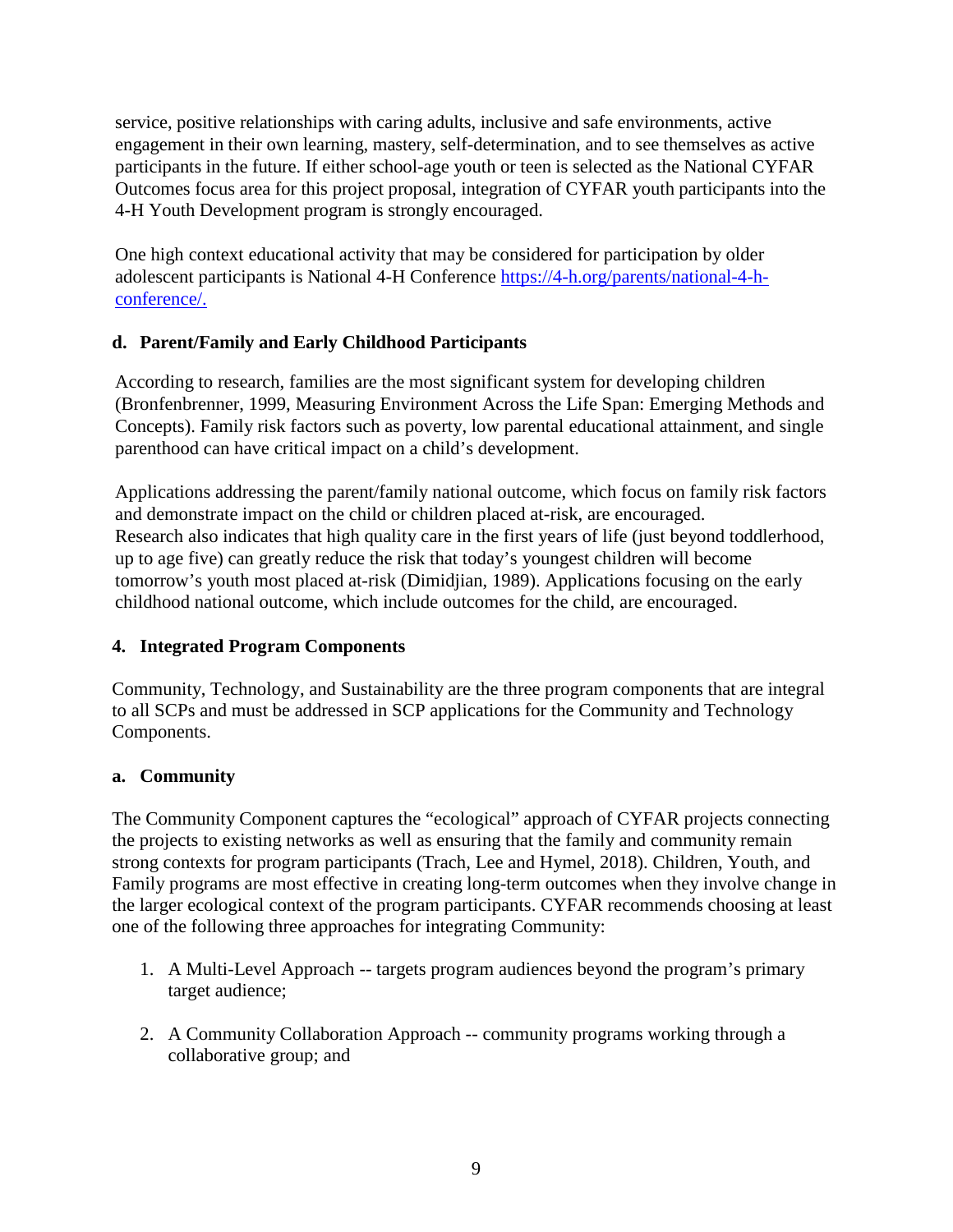service, positive relationships with caring adults, inclusive and safe environments, active engagement in their own learning, mastery, self-determination, and to see themselves as active participants in the future. If either school-age youth or teen is selected as the National CYFAR Outcomes focus area for this project proposal, integration of CYFAR youth participants into the 4-H Youth Development program is strongly encouraged.

One high context educational activity that may be considered for participation by older adolescent participants is National 4-H Conference [https://4-h.org/parents/national-4-h-conference/.](https://4-h.org/parents/national-4-h-conference/)

**d. Parent/Family and Early Childhood Participants**

According to research, families are the most significant system for developing children (Bronfenbrenner, 1999, Measuring Environment Across the Life Span: Emerging Methods and Concepts). Family risk factors such as poverty, low parental educational attainment, and single parenthood can have critical impact on a child's development.

Applications addressing the parent/family national outcome, which focus on family risk factors and demonstrate impact on the child or children placed at-risk, are encouraged. Research also indicates that high quality care in the first years of life (just beyond toddlerhood, up to age five) can greatly reduce the risk that today's youngest children will become tomorrow's youth most placed at-risk (Dimidjian, 1989). Applications focusing on the early childhood national outcome, which include outcomes for the child, are encouraged.

**4. Integrated Program Components**

Community, Technology, and Sustainability are the three program components that are integral to all SCPs and must be addressed in SCP applications for the Community and Technology Components.

**a. Community**

The Community Component captures the "ecological" approach of CYFAR projects connecting the projects to existing networks as well as ensuring that the family and community remain strong contexts for program participants (Trach, Lee and Hymel, 2018). Children, Youth, and Family programs are most effective in creating long-term outcomes when they involve change in the larger ecological context of the program participants. CYFAR recommends choosing at least one of the following three approaches for integrating Community:

1. A Multi-Level Approach -- targets program audiences beyond the program's primary target audience;
2. A Community Collaboration Approach -- community programs working through a collaborative group; and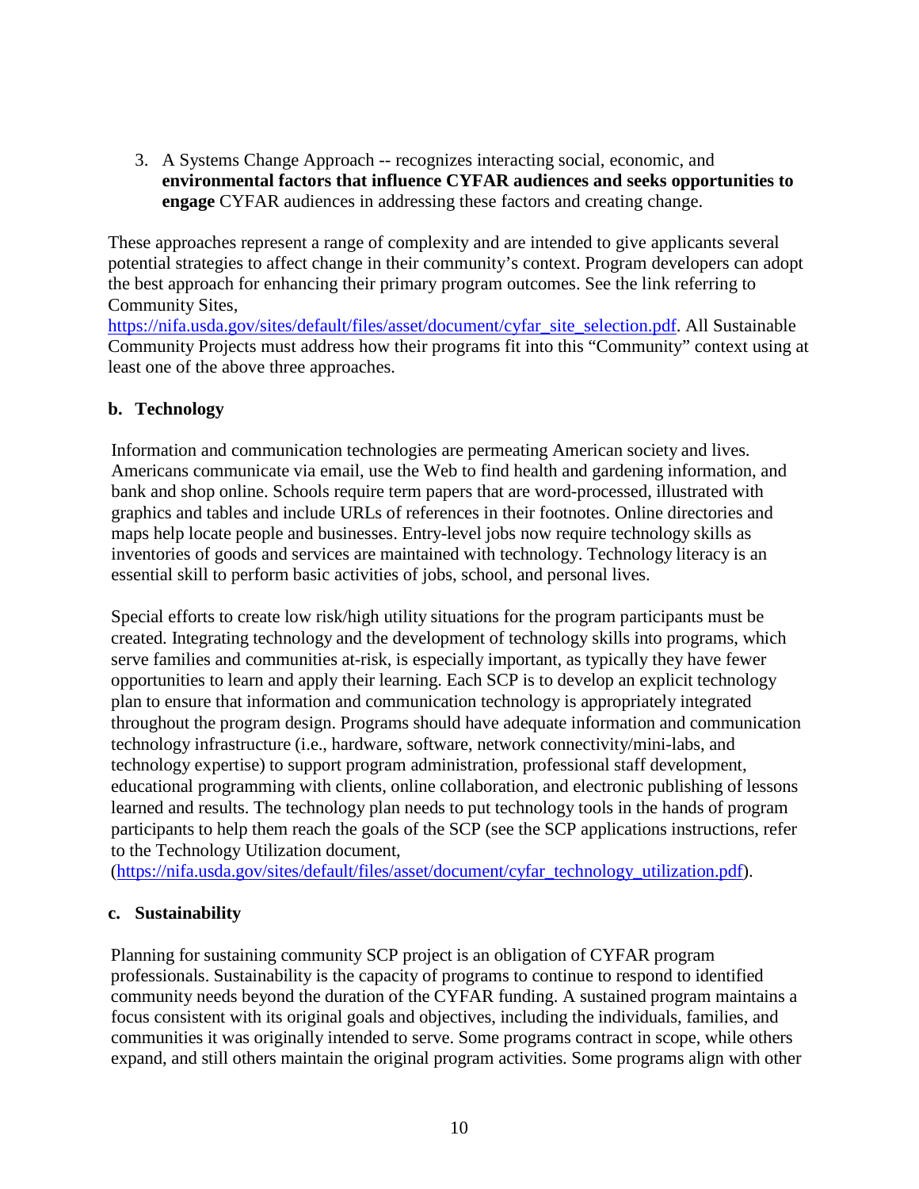3. A Systems Change Approach -- recognizes interacting social, economic, and **environmental factors that influence CYFAR audiences and seeks opportunities to engage** CYFAR audiences in addressing these factors and creating change.

These approaches represent a range of complexity and are intended to give applicants several potential strategies to affect change in their community's context. Program developers can adopt the best approach for enhancing their primary program outcomes. See the link referring to Community Sites, https://nifa.usda.gov/sites/default/files/asset/document/cyfar_site_selection.pdf. All Sustainable Community Projects must address how their programs fit into this "Community" context using at least one of the above three approaches.

### b. Technology

Information and communication technologies are permeating American society and lives. Americans communicate via email, use the Web to find health and gardening information, and bank and shop online. Schools require term papers that are word-processed, illustrated with graphics and tables and include URLs of references in their footnotes. Online directories and maps help locate people and businesses. Entry-level jobs now require technology skills as inventories of goods and services are maintained with technology. Technology literacy is an essential skill to perform basic activities of jobs, school, and personal lives.

Special efforts to create low risk/high utility situations for the program participants must be created. Integrating technology and the development of technology skills into programs, which serve families and communities at-risk, is especially important, as typically they have fewer opportunities to learn and apply their learning. Each SCP is to develop an explicit technology plan to ensure that information and communication technology is appropriately integrated throughout the program design. Programs should have adequate information and communication technology infrastructure (i.e., hardware, software, network connectivity/mini-labs, and technology expertise) to support program administration, professional staff development, educational programming with clients, online collaboration, and electronic publishing of lessons learned and results. The technology plan needs to put technology tools in the hands of program participants to help them reach the goals of the SCP (see the SCP applications instructions, refer to the Technology Utilization document, (https://nifa.usda.gov/sites/default/files/asset/document/cyfar_technology_utilization.pdf).

### c. Sustainability

Planning for sustaining community SCP project is an obligation of CYFAR program professionals. Sustainability is the capacity of programs to continue to respond to identified community needs beyond the duration of the CYFAR funding. A sustained program maintains a focus consistent with its original goals and objectives, including the individuals, families, and communities it was originally intended to serve. Some programs contract in scope, while others expand, and still others maintain the original program activities. Some programs align with other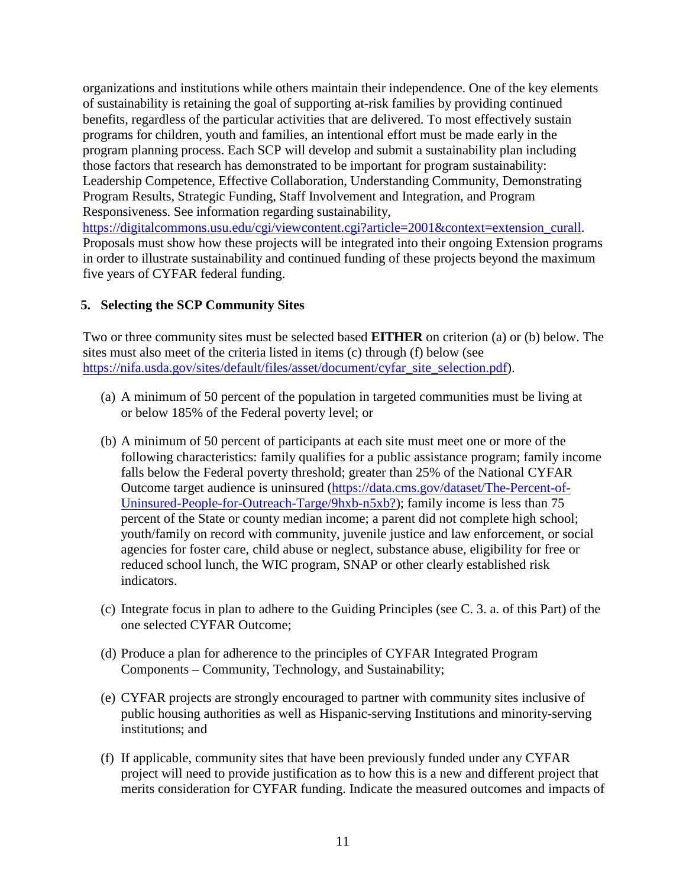organizations and institutions while others maintain their independence. One of the key elements of sustainability is retaining the goal of supporting at-risk families by providing continued benefits, regardless of the particular activities that are delivered. To most effectively sustain programs for children, youth and families, an intentional effort must be made early in the program planning process. Each SCP will develop and submit a sustainability plan including those factors that research has demonstrated to be important for program sustainability: Leadership Competence, Effective Collaboration, Understanding Community, Demonstrating Program Results, Strategic Funding, Staff Involvement and Integration, and Program Responsiveness. See information regarding sustainability, https://digitalcommons.usu.edu/cgi/viewcontent.cgi?article=2001&context=extension_curall. Proposals must show how these projects will be integrated into their ongoing Extension programs in order to illustrate sustainability and continued funding of these projects beyond the maximum five years of CYFAR federal funding.

**5. Selecting the SCP Community Sites**

Two or three community sites must be selected based **EITHER** on criterion (a) or (b) below. The sites must also meet of the criteria listed in items (c) through (f) below (see https://nifa.usda.gov/sites/default/files/asset/document/cyfar_site_selection.pdf).

(a) A minimum of 50 percent of the population in targeted communities must be living at or below 185% of the Federal poverty level; or

(b) A minimum of 50 percent of participants at each site must meet one or more of the following characteristics: family qualifies for a public assistance program; family income falls below the Federal poverty threshold; greater than 25% of the National CYFAR Outcome target audience is uninsured (https://data.cms.gov/dataset/The-Percent-of-Uninsured-People-for-Outreach-Targe/9hxb-n5xb?); family income is less than 75 percent of the State or county median income; a parent did not complete high school; youth/family on record with community, juvenile justice and law enforcement, or social agencies for foster care, child abuse or neglect, substance abuse, eligibility for free or reduced school lunch, the WIC program, SNAP or other clearly established risk indicators.

(c) Integrate focus in plan to adhere to the Guiding Principles (see C. 3. a. of this Part) of the one selected CYFAR Outcome;

(d) Produce a plan for adherence to the principles of CYFAR Integrated Program Components – Community, Technology, and Sustainability;

(e) CYFAR projects are strongly encouraged to partner with community sites inclusive of public housing authorities as well as Hispanic-serving Institutions and minority-serving institutions; and

(f) If applicable, community sites that have been previously funded under any CYFAR project will need to provide justification as to how this is a new and different project that merits consideration for CYFAR funding. Indicate the measured outcomes and impacts of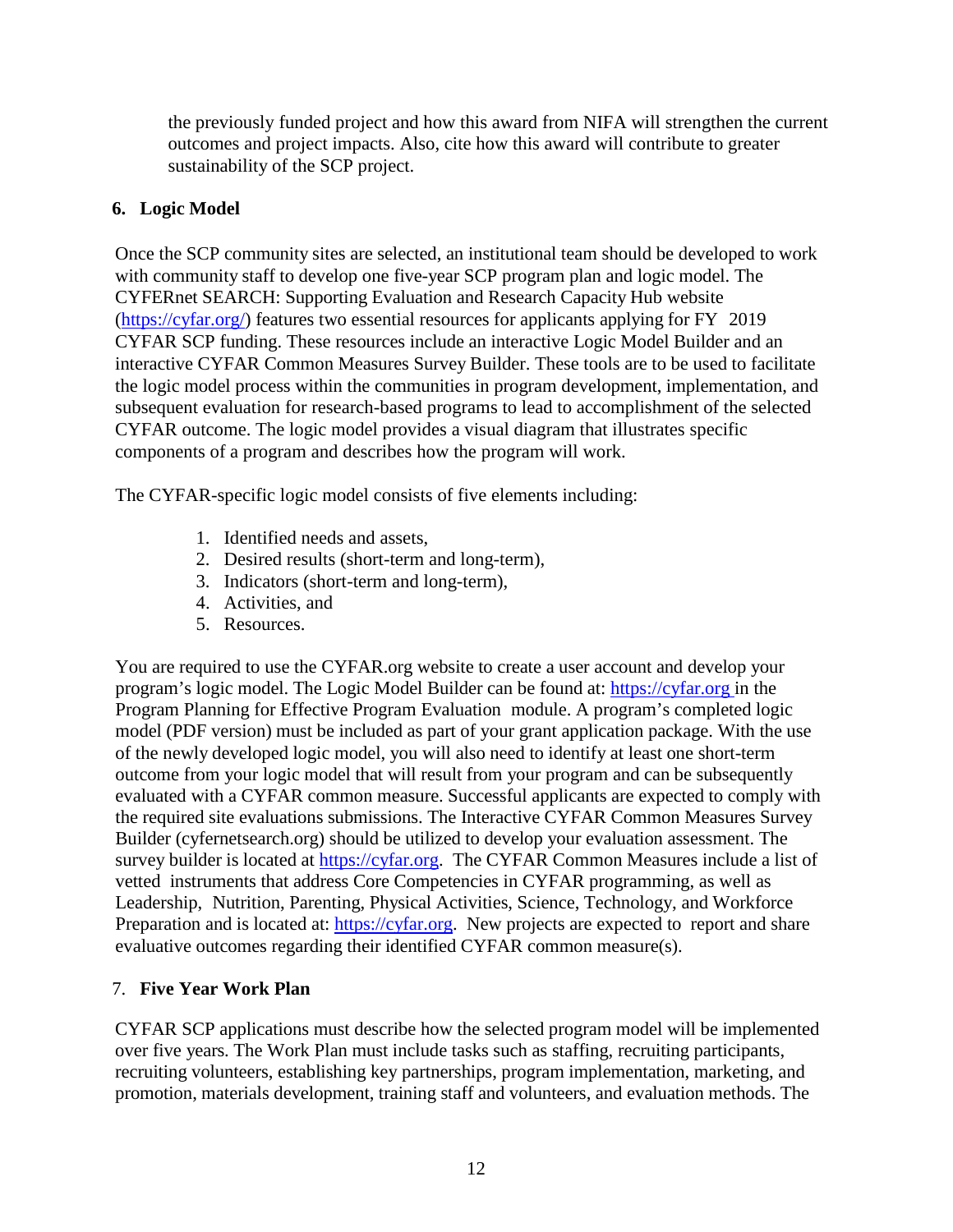the previously funded project and how this award from NIFA will strengthen the current outcomes and project impacts. Also, cite how this award will contribute to greater sustainability of the SCP project.

### 6. Logic Model

Once the SCP community sites are selected, an institutional team should be developed to work with community staff to develop one five-year SCP program plan and logic model. The CYFERnet SEARCH: Supporting Evaluation and Research Capacity Hub website (https://cyfar.org/) features two essential resources for applicants applying for FY 2019 CYFAR SCP funding. These resources include an interactive Logic Model Builder and an interactive CYFAR Common Measures Survey Builder. These tools are to be used to facilitate the logic model process within the communities in program development, implementation, and subsequent evaluation for research-based programs to lead to accomplishment of the selected CYFAR outcome. The logic model provides a visual diagram that illustrates specific components of a program and describes how the program will work.

The CYFAR-specific logic model consists of five elements including:

1. Identified needs and assets,
2. Desired results (short-term and long-term),
3. Indicators (short-term and long-term),
4. Activities, and
5. Resources.

You are required to use the CYFAR.org website to create a user account and develop your program's logic model. The Logic Model Builder can be found at: https://cyfar.org in the Program Planning for Effective Program Evaluation module. A program's completed logic model (PDF version) must be included as part of your grant application package. With the use of the newly developed logic model, you will also need to identify at least one short-term outcome from your logic model that will result from your program and can be subsequently evaluated with a CYFAR common measure. Successful applicants are expected to comply with the required site evaluations submissions. The Interactive CYFAR Common Measures Survey Builder (cyfernetsearch.org) should be utilized to develop your evaluation assessment. The survey builder is located at https://cyfar.org. The CYFAR Common Measures include a list of vetted instruments that address Core Competencies in CYFAR programming, as well as Leadership, Nutrition, Parenting, Physical Activities, Science, Technology, and Workforce Preparation and is located at: https://cyfar.org. New projects are expected to report and share evaluative outcomes regarding their identified CYFAR common measure(s).

### 7. Five Year Work Plan

CYFAR SCP applications must describe how the selected program model will be implemented over five years. The Work Plan must include tasks such as staffing, recruiting participants, recruiting volunteers, establishing key partnerships, program implementation, marketing, and promotion, materials development, training staff and volunteers, and evaluation methods. The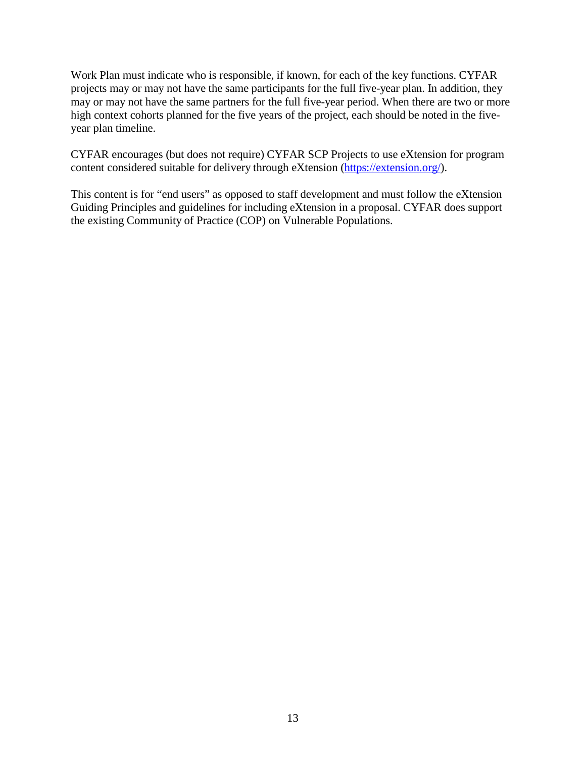Work Plan must indicate who is responsible, if known, for each of the key functions. CYFAR projects may or may not have the same participants for the full five-year plan. In addition, they may or may not have the same partners for the full five-year period. When there are two or more high context cohorts planned for the five years of the project, each should be noted in the five-year plan timeline.

CYFAR encourages (but does not require) CYFAR SCP Projects to use eXtension for program content considered suitable for delivery through eXtension (https://extension.org/).

This content is for "end users" as opposed to staff development and must follow the eXtension Guiding Principles and guidelines for including eXtension in a proposal. CYFAR does support the existing Community of Practice (COP) on Vulnerable Populations.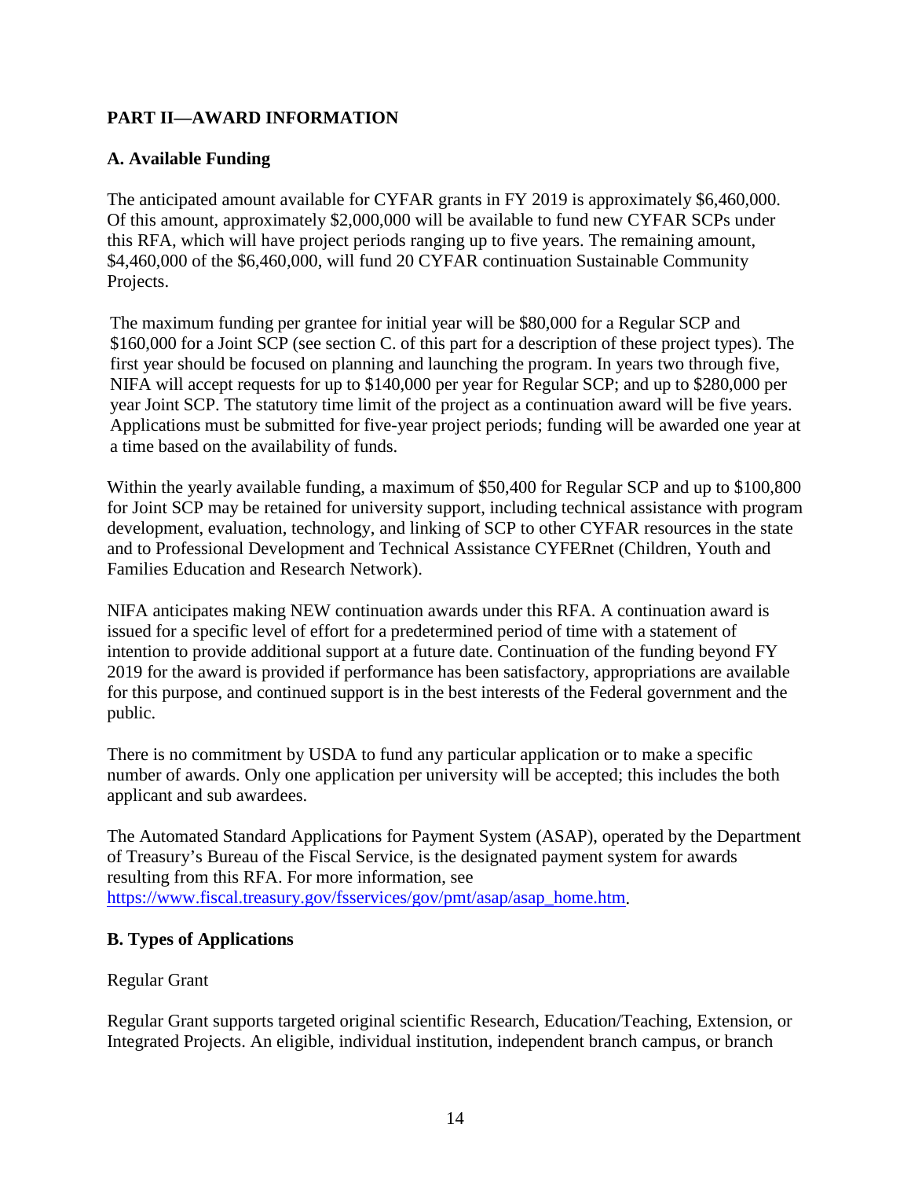## PART II—AWARD INFORMATION

### A. Available Funding

The anticipated amount available for CYFAR grants in FY 2019 is approximately $6,460,000. Of this amount, approximately $2,000,000 will be available to fund new CYFAR SCPs under this RFA, which will have project periods ranging up to five years. The remaining amount, $4,460,000 of the $6,460,000, will fund 20 CYFAR continuation Sustainable Community Projects.

The maximum funding per grantee for initial year will be $80,000 for a Regular SCP and $160,000 for a Joint SCP (see section C. of this part for a description of these project types). The first year should be focused on planning and launching the program. In years two through five, NIFA will accept requests for up to $140,000 per year for Regular SCP; and up to $280,000 per year Joint SCP. The statutory time limit of the project as a continuation award will be five years. Applications must be submitted for five-year project periods; funding will be awarded one year at a time based on the availability of funds.

Within the yearly available funding, a maximum of $50,400 for Regular SCP and up to $100,800 for Joint SCP may be retained for university support, including technical assistance with program development, evaluation, technology, and linking of SCP to other CYFAR resources in the state and to Professional Development and Technical Assistance CYFERnet (Children, Youth and Families Education and Research Network).

NIFA anticipates making NEW continuation awards under this RFA. A continuation award is issued for a specific level of effort for a predetermined period of time with a statement of intention to provide additional support at a future date. Continuation of the funding beyond FY 2019 for the award is provided if performance has been satisfactory, appropriations are available for this purpose, and continued support is in the best interests of the Federal government and the public.

There is no commitment by USDA to fund any particular application or to make a specific number of awards. Only one application per university will be accepted; this includes the both applicant and sub awardees.

The Automated Standard Applications for Payment System (ASAP), operated by the Department of Treasury's Bureau of the Fiscal Service, is the designated payment system for awards resulting from this RFA. For more information, see [https://www.fiscal.treasury.gov/fsservices/gov/pmt/asap/asap_home.htm](https://www.fiscal.treasury.gov/fsservices/gov/pmt/asap/asap_home.htm).

### B. Types of Applications

Regular Grant

Regular Grant supports targeted original scientific Research, Education/Teaching, Extension, or Integrated Projects. An eligible, individual institution, independent branch campus, or branch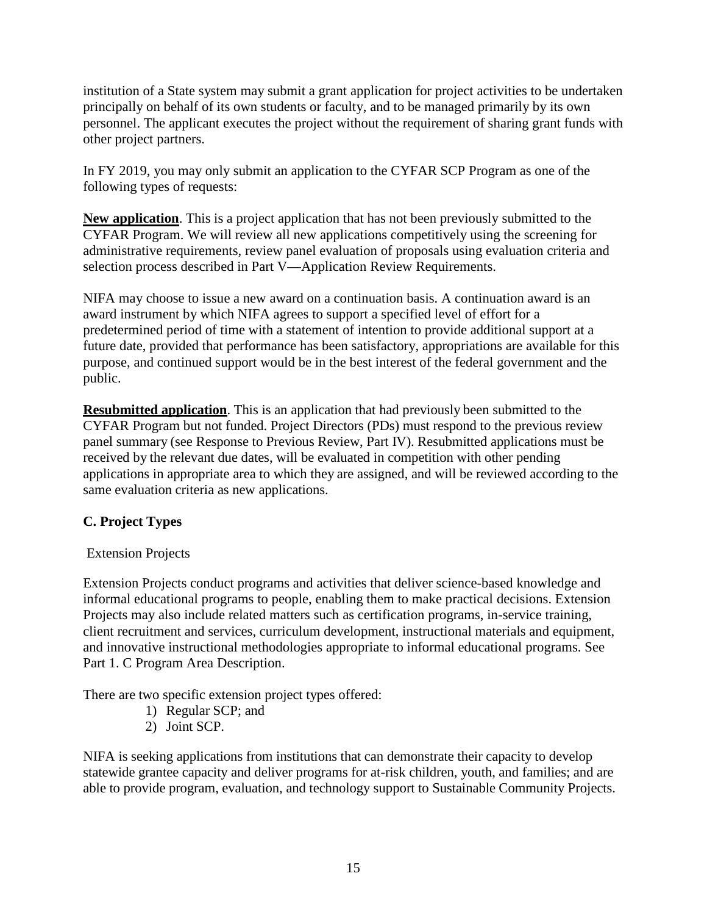institution of a State system may submit a grant application for project activities to be undertaken principally on behalf of its own students or faculty, and to be managed primarily by its own personnel. The applicant executes the project without the requirement of sharing grant funds with other project partners.

In FY 2019, you may only submit an application to the CYFAR SCP Program as one of the following types of requests:

**New application**. This is a project application that has not been previously submitted to the CYFAR Program. We will review all new applications competitively using the screening for administrative requirements, review panel evaluation of proposals using evaluation criteria and selection process described in Part V—Application Review Requirements.

NIFA may choose to issue a new award on a continuation basis. A continuation award is an award instrument by which NIFA agrees to support a specified level of effort for a predetermined period of time with a statement of intention to provide additional support at a future date, provided that performance has been satisfactory, appropriations are available for this purpose, and continued support would be in the best interest of the federal government and the public.

**Resubmitted application**. This is an application that had previously been submitted to the CYFAR Program but not funded. Project Directors (PDs) must respond to the previous review panel summary (see Response to Previous Review, Part IV). Resubmitted applications must be received by the relevant due dates, will be evaluated in competition with other pending applications in appropriate area to which they are assigned, and will be reviewed according to the same evaluation criteria as new applications.

### C. Project Types

Extension Projects

Extension Projects conduct programs and activities that deliver science-based knowledge and informal educational programs to people, enabling them to make practical decisions. Extension Projects may also include related matters such as certification programs, in-service training, client recruitment and services, curriculum development, instructional materials and equipment, and innovative instructional methodologies appropriate to informal educational programs. See Part 1. C Program Area Description.

There are two specific extension project types offered:

1) Regular SCP; and
2) Joint SCP.

NIFA is seeking applications from institutions that can demonstrate their capacity to develop statewide grantee capacity and deliver programs for at-risk children, youth, and families; and are able to provide program, evaluation, and technology support to Sustainable Community Projects.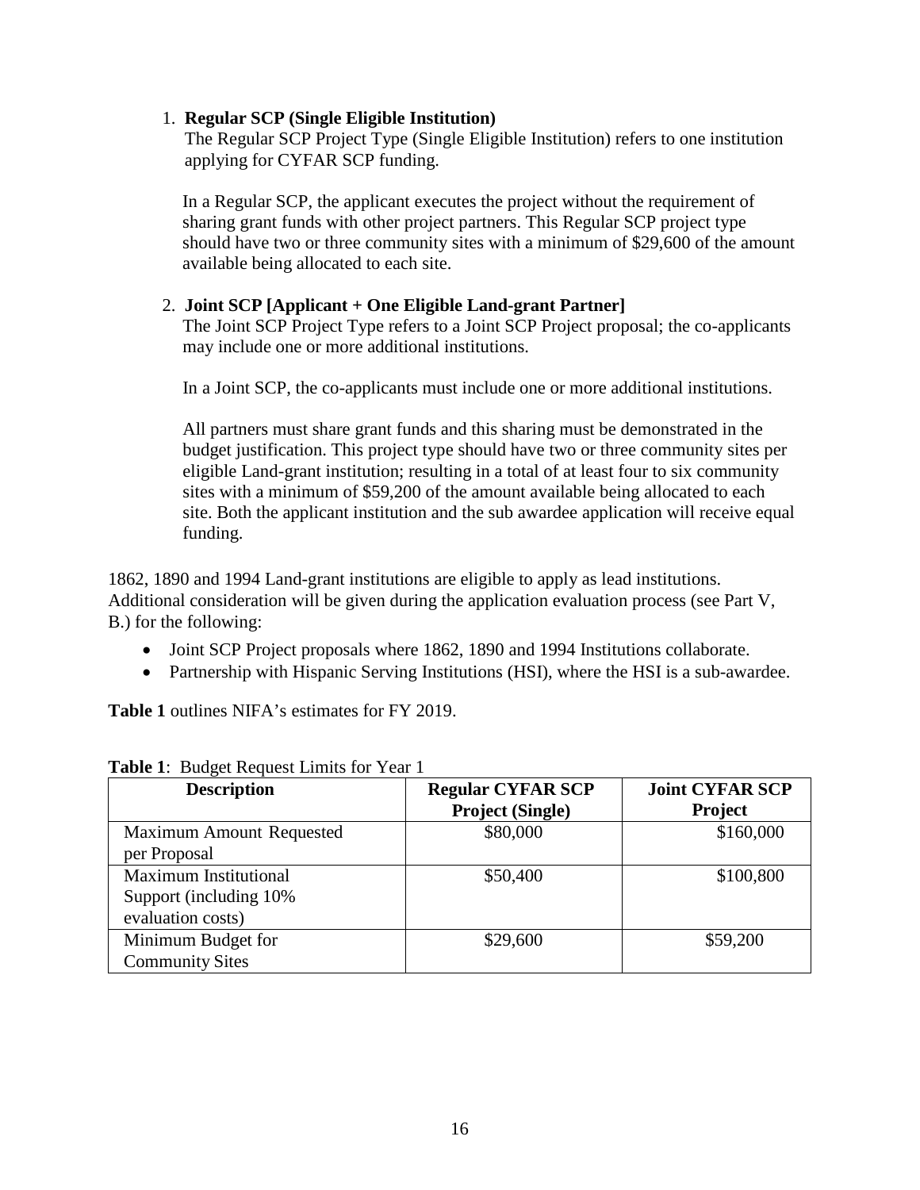1. **Regular SCP (Single Eligible Institution)**

   The Regular SCP Project Type (Single Eligible Institution) refers to one institution applying for CYFAR SCP funding.

   In a Regular SCP, the applicant executes the project without the requirement of sharing grant funds with other project partners. This Regular SCP project type should have two or three community sites with a minimum of $29,600 of the amount available being allocated to each site.

2. **Joint SCP [Applicant + One Eligible Land-grant Partner]**

   The Joint SCP Project Type refers to a Joint SCP Project proposal; the co-applicants may include one or more additional institutions.

   In a Joint SCP, the co-applicants must include one or more additional institutions.

   All partners must share grant funds and this sharing must be demonstrated in the budget justification. This project type should have two or three community sites per eligible Land-grant institution; resulting in a total of at least four to six community sites with a minimum of $59,200 of the amount available being allocated to each site. Both the applicant institution and the sub awardee application will receive equal funding.

1862, 1890 and 1994 Land-grant institutions are eligible to apply as lead institutions. Additional consideration will be given during the application evaluation process (see Part V, B.) for the following:

- Joint SCP Project proposals where 1862, 1890 and 1994 Institutions collaborate.
- Partnership with Hispanic Serving Institutions (HSI), where the HSI is a sub-awardee.

**Table 1** outlines NIFA's estimates for FY 2019.

**Table 1**: Budget Request Limits for Year 1

| Description | Regular CYFAR SCP Project (Single) | Joint CYFAR SCP Project |
|---|---|---|
| Maximum Amount Requested per Proposal | $80,000 | $160,000 |
| Maximum Institutional Support (including 10% evaluation costs) | $50,400 | $100,800 |
| Minimum Budget for Community Sites | $29,600 | $59,200 |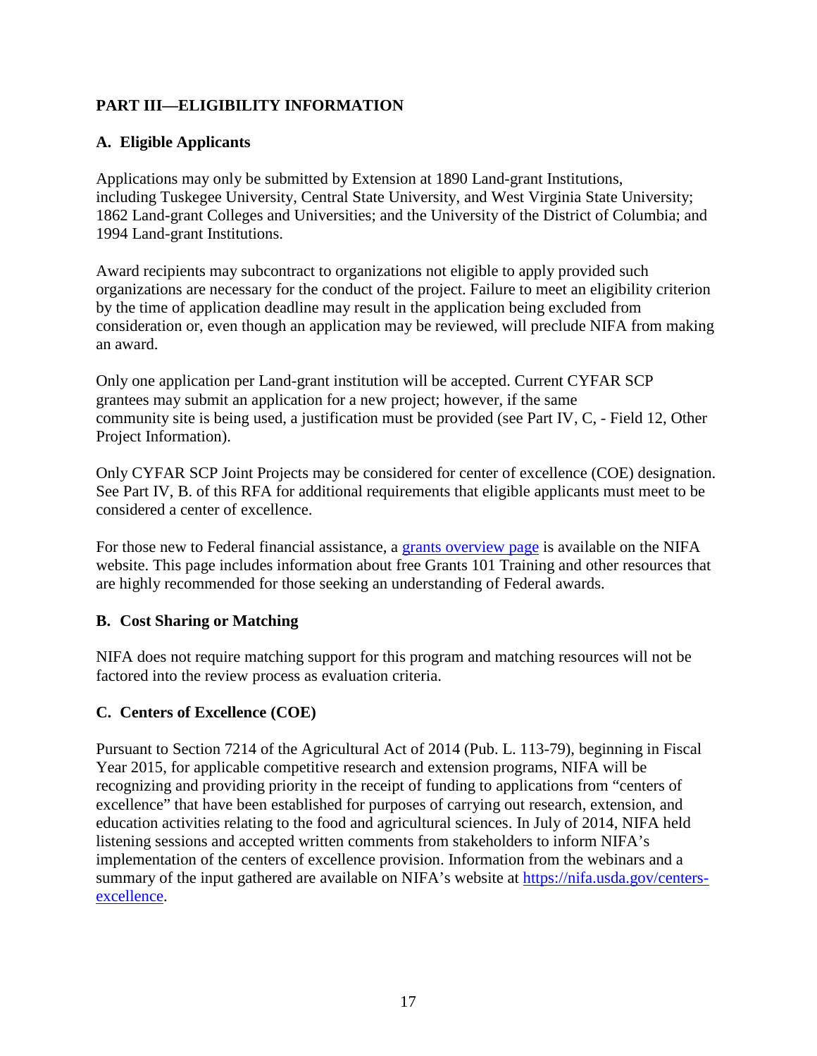## PART III—ELIGIBILITY INFORMATION

### A. Eligible Applicants

Applications may only be submitted by Extension at 1890 Land-grant Institutions, including Tuskegee University, Central State University, and West Virginia State University; 1862 Land-grant Colleges and Universities; and the University of the District of Columbia; and 1994 Land-grant Institutions.

Award recipients may subcontract to organizations not eligible to apply provided such organizations are necessary for the conduct of the project. Failure to meet an eligibility criterion by the time of application deadline may result in the application being excluded from consideration or, even though an application may be reviewed, will preclude NIFA from making an award.

Only one application per Land-grant institution will be accepted. Current CYFAR SCP grantees may submit an application for a new project; however, if the same community site is being used, a justification must be provided (see Part IV, C, - Field 12, Other Project Information).

Only CYFAR SCP Joint Projects may be considered for center of excellence (COE) designation. See Part IV, B. of this RFA for additional requirements that eligible applicants must meet to be considered a center of excellence.

For those new to Federal financial assistance, a [grants overview page](#) is available on the NIFA website. This page includes information about free Grants 101 Training and other resources that are highly recommended for those seeking an understanding of Federal awards.

### B. Cost Sharing or Matching

NIFA does not require matching support for this program and matching resources will not be factored into the review process as evaluation criteria.

### C. Centers of Excellence (COE)

Pursuant to Section 7214 of the Agricultural Act of 2014 (Pub. L. 113-79), beginning in Fiscal Year 2015, for applicable competitive research and extension programs, NIFA will be recognizing and providing priority in the receipt of funding to applications from "centers of excellence" that have been established for purposes of carrying out research, extension, and education activities relating to the food and agricultural sciences. In July of 2014, NIFA held listening sessions and accepted written comments from stakeholders to inform NIFA's implementation of the centers of excellence provision. Information from the webinars and a summary of the input gathered are available on NIFA's website at [https://nifa.usda.gov/centers-excellence](https://nifa.usda.gov/centers-excellence).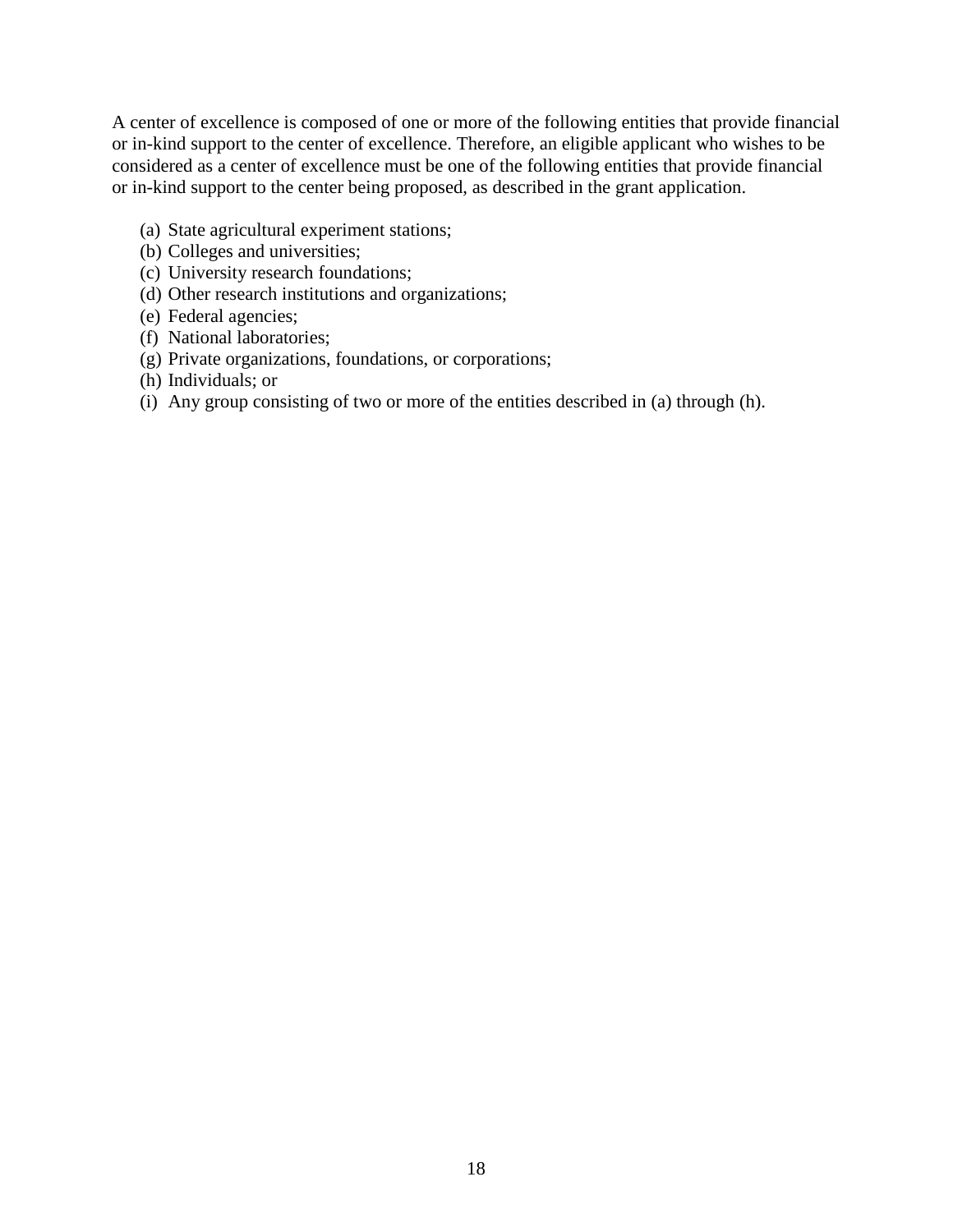A center of excellence is composed of one or more of the following entities that provide financial or in-kind support to the center of excellence. Therefore, an eligible applicant who wishes to be considered as a center of excellence must be one of the following entities that provide financial or in-kind support to the center being proposed, as described in the grant application.

(a) State agricultural experiment stations;
(b) Colleges and universities;
(c) University research foundations;
(d) Other research institutions and organizations;
(e) Federal agencies;
(f) National laboratories;
(g) Private organizations, foundations, or corporations;
(h) Individuals; or
(i) Any group consisting of two or more of the entities described in (a) through (h).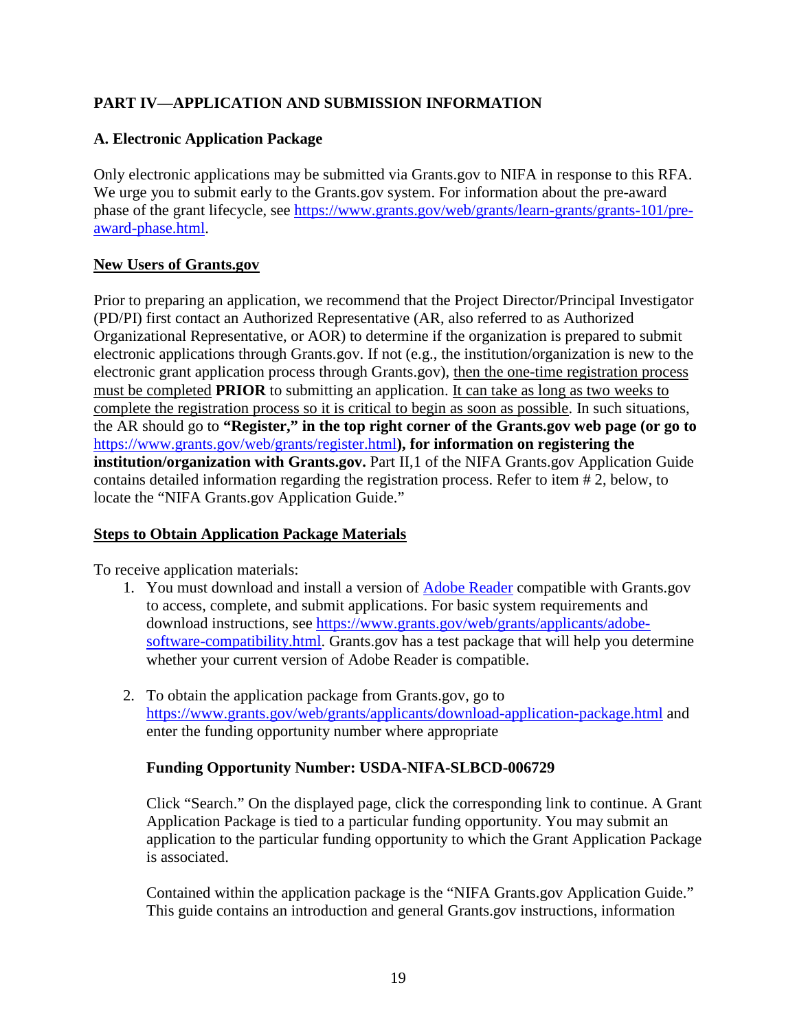## PART IV—APPLICATION AND SUBMISSION INFORMATION

### A. Electronic Application Package

Only electronic applications may be submitted via Grants.gov to NIFA in response to this RFA. We urge you to submit early to the Grants.gov system. For information about the pre-award phase of the grant lifecycle, see [https://www.grants.gov/web/grants/learn-grants/grants-101/pre-award-phase.html](https://www.grants.gov/web/grants/learn-grants/grants-101/pre-award-phase.html).

**New Users of Grants.gov**

Prior to preparing an application, we recommend that the Project Director/Principal Investigator (PD/PI) first contact an Authorized Representative (AR, also referred to as Authorized Organizational Representative, or AOR) to determine if the organization is prepared to submit electronic applications through Grants.gov. If not (e.g., the institution/organization is new to the electronic grant application process through Grants.gov), then the one-time registration process must be completed **PRIOR** to submitting an application. It can take as long as two weeks to complete the registration process so it is critical to begin as soon as possible. In such situations, the AR should go to **"Register," in the top right corner of the Grants.gov web page (or go to** [https://www.grants.gov/web/grants/register.html](https://www.grants.gov/web/grants/register.html)**), for information on registering the institution/organization with Grants.gov.** Part II,1 of the NIFA Grants.gov Application Guide contains detailed information regarding the registration process. Refer to item # 2, below, to locate the "NIFA Grants.gov Application Guide."

**Steps to Obtain Application Package Materials**

To receive application materials:

1. You must download and install a version of Adobe Reader compatible with Grants.gov to access, complete, and submit applications. For basic system requirements and download instructions, see [https://www.grants.gov/web/grants/applicants/adobe-software-compatibility.html](https://www.grants.gov/web/grants/applicants/adobe-software-compatibility.html). Grants.gov has a test package that will help you determine whether your current version of Adobe Reader is compatible.

2. To obtain the application package from Grants.gov, go to [https://www.grants.gov/web/grants/applicants/download-application-package.html](https://www.grants.gov/web/grants/applicants/download-application-package.html) and enter the funding opportunity number where appropriate

   **Funding Opportunity Number: USDA-NIFA-SLBCD-006729**

   Click "Search." On the displayed page, click the corresponding link to continue. A Grant Application Package is tied to a particular funding opportunity. You may submit an application to the particular funding opportunity to which the Grant Application Package is associated.

   Contained within the application package is the "NIFA Grants.gov Application Guide." This guide contains an introduction and general Grants.gov instructions, information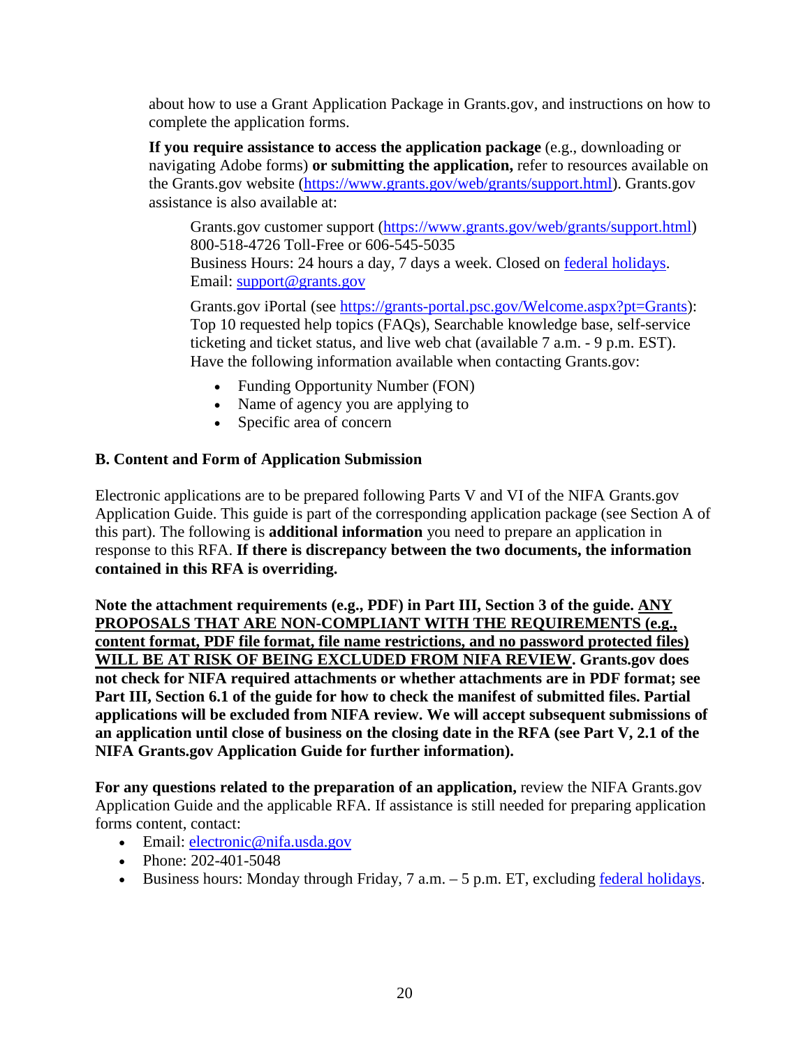about how to use a Grant Application Package in Grants.gov, and instructions on how to complete the application forms.

**If you require assistance to access the application package** (e.g., downloading or navigating Adobe forms) **or submitting the application,** refer to resources available on the Grants.gov website (https://www.grants.gov/web/grants/support.html). Grants.gov assistance is also available at:

> Grants.gov customer support (https://www.grants.gov/web/grants/support.html)
> 800-518-4726 Toll-Free or 606-545-5035
> Business Hours: 24 hours a day, 7 days a week. Closed on federal holidays.
> Email: support@grants.gov
>
> Grants.gov iPortal (see https://grants-portal.psc.gov/Welcome.aspx?pt=Grants): Top 10 requested help topics (FAQs), Searchable knowledge base, self-service ticketing and ticket status, and live web chat (available 7 a.m. - 9 p.m. EST).
> Have the following information available when contacting Grants.gov:
>
> - Funding Opportunity Number (FON)
> - Name of agency you are applying to
> - Specific area of concern

### B. Content and Form of Application Submission

Electronic applications are to be prepared following Parts V and VI of the NIFA Grants.gov Application Guide. This guide is part of the corresponding application package (see Section A of this part). The following is **additional information** you need to prepare an application in response to this RFA. **If there is discrepancy between the two documents, the information contained in this RFA is overriding.**

**Note the attachment requirements (e.g., PDF) in Part III, Section 3 of the guide. <u>ANY PROPOSALS THAT ARE NON-COMPLIANT WITH THE REQUIREMENTS (e.g., content format, PDF file format, file name restrictions, and no password protected files) WILL BE AT RISK OF BEING EXCLUDED FROM NIFA REVIEW</u>. Grants.gov does not check for NIFA required attachments or whether attachments are in PDF format; see Part III, Section 6.1 of the guide for how to check the manifest of submitted files. Partial applications will be excluded from NIFA review. We will accept subsequent submissions of an application until close of business on the closing date in the RFA (see Part V, 2.1 of the NIFA Grants.gov Application Guide for further information).**

**For any questions related to the preparation of an application,** review the NIFA Grants.gov Application Guide and the applicable RFA. If assistance is still needed for preparing application forms content, contact:

- Email: electronic@nifa.usda.gov
- Phone: 202-401-5048
- Business hours: Monday through Friday, 7 a.m. – 5 p.m. ET, excluding federal holidays.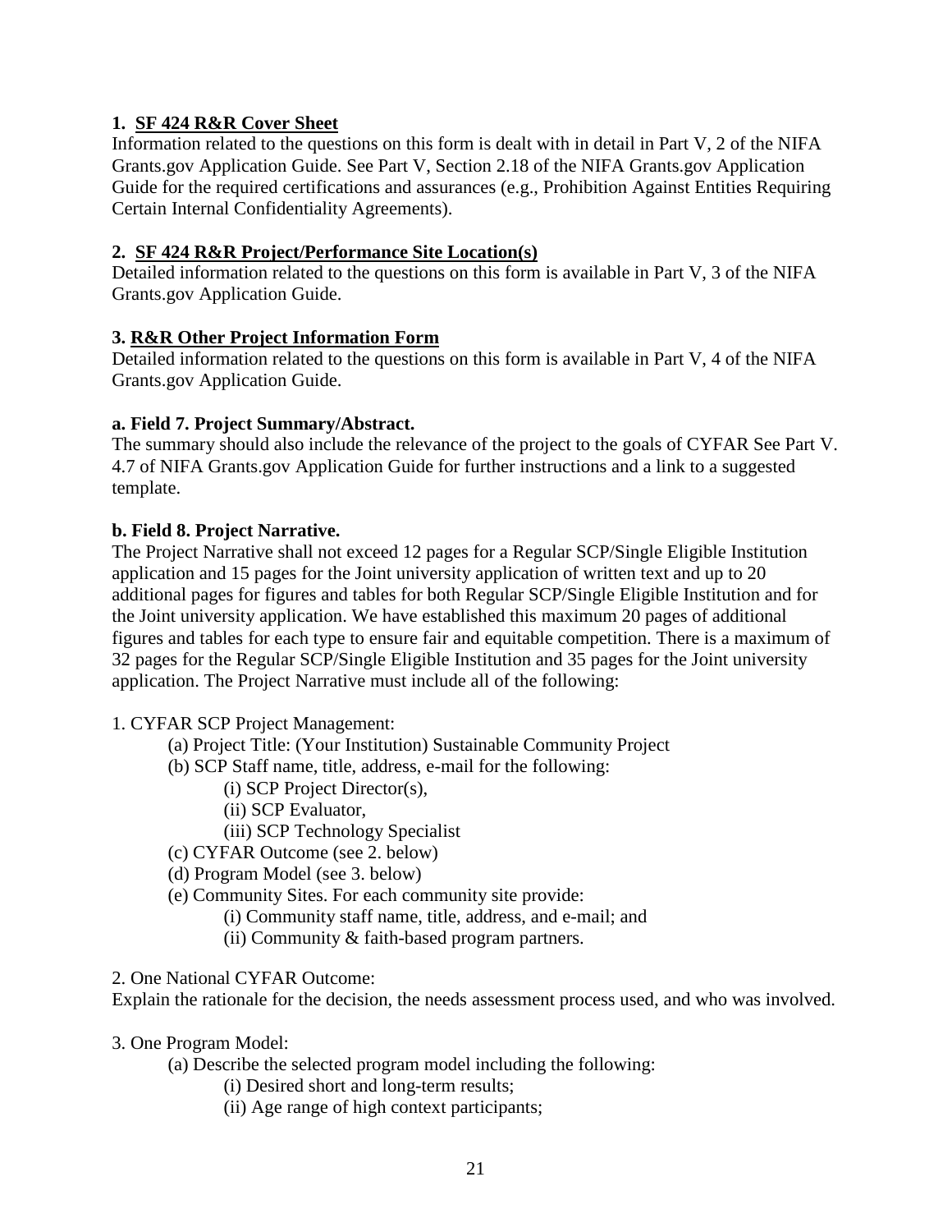**1. SF 424 R&R Cover Sheet**

Information related to the questions on this form is dealt with in detail in Part V, 2 of the NIFA Grants.gov Application Guide. See Part V, Section 2.18 of the NIFA Grants.gov Application Guide for the required certifications and assurances (e.g., Prohibition Against Entities Requiring Certain Internal Confidentiality Agreements).

**2. SF 424 R&R Project/Performance Site Location(s)**

Detailed information related to the questions on this form is available in Part V, 3 of the NIFA Grants.gov Application Guide.

**3. R&R Other Project Information Form**

Detailed information related to the questions on this form is available in Part V, 4 of the NIFA Grants.gov Application Guide.

**a. Field 7. Project Summary/Abstract.**

The summary should also include the relevance of the project to the goals of CYFAR See Part V. 4.7 of NIFA Grants.gov Application Guide for further instructions and a link to a suggested template.

**b. Field 8. Project Narrative.**

The Project Narrative shall not exceed 12 pages for a Regular SCP/Single Eligible Institution application and 15 pages for the Joint university application of written text and up to 20 additional pages for figures and tables for both Regular SCP/Single Eligible Institution and for the Joint university application. We have established this maximum 20 pages of additional figures and tables for each type to ensure fair and equitable competition. There is a maximum of 32 pages for the Regular SCP/Single Eligible Institution and 35 pages for the Joint university application. The Project Narrative must include all of the following:

1. CYFAR SCP Project Management:
   - (a) Project Title: (Your Institution) Sustainable Community Project
   - (b) SCP Staff name, title, address, e-mail for the following:
     - (i) SCP Project Director(s),
     - (ii) SCP Evaluator,
     - (iii) SCP Technology Specialist
   - (c) CYFAR Outcome (see 2. below)
   - (d) Program Model (see 3. below)
   - (e) Community Sites. For each community site provide:
     - (i) Community staff name, title, address, and e-mail; and
     - (ii) Community & faith-based program partners.

2. One National CYFAR Outcome:

Explain the rationale for the decision, the needs assessment process used, and who was involved.

3. One Program Model:
   - (a) Describe the selected program model including the following:
     - (i) Desired short and long-term results;
     - (ii) Age range of high context participants;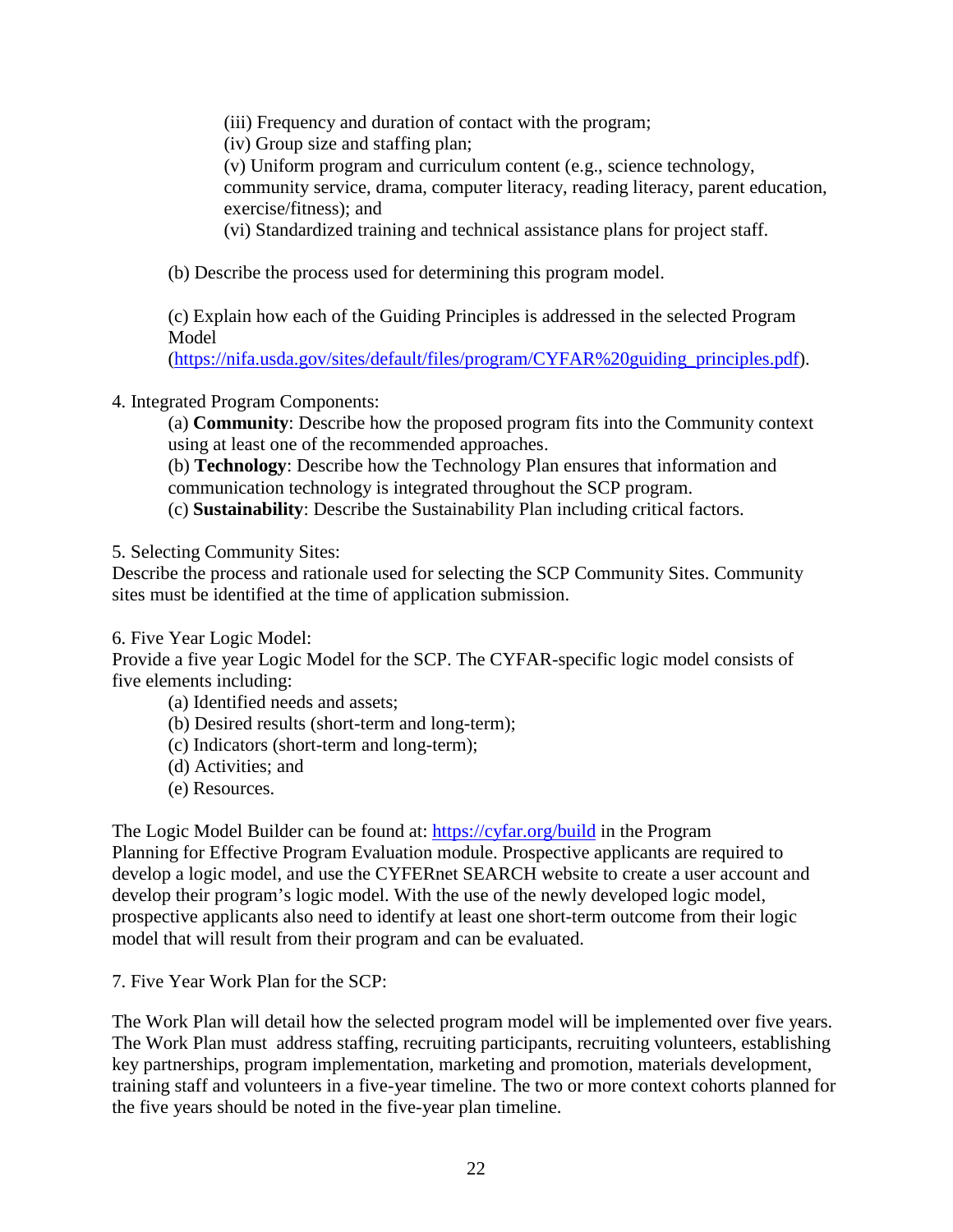(iii) Frequency and duration of contact with the program;
(iv) Group size and staffing plan;
(v) Uniform program and curriculum content (e.g., science technology, community service, drama, computer literacy, reading literacy, parent education, exercise/fitness); and
(vi) Standardized training and technical assistance plans for project staff.

(b) Describe the process used for determining this program model.

(c) Explain how each of the Guiding Principles is addressed in the selected Program Model (https://nifa.usda.gov/sites/default/files/program/CYFAR%20guiding_principles.pdf).

4. Integrated Program Components:

(a) **Community**: Describe how the proposed program fits into the Community context using at least one of the recommended approaches.
(b) **Technology**: Describe how the Technology Plan ensures that information and communication technology is integrated throughout the SCP program.
(c) **Sustainability**: Describe the Sustainability Plan including critical factors.

5. Selecting Community Sites:
Describe the process and rationale used for selecting the SCP Community Sites. Community sites must be identified at the time of application submission.

6. Five Year Logic Model:
Provide a five year Logic Model for the SCP. The CYFAR-specific logic model consists of five elements including:

(a) Identified needs and assets;
(b) Desired results (short-term and long-term);
(c) Indicators (short-term and long-term);
(d) Activities; and
(e) Resources.

The Logic Model Builder can be found at: https://cyfar.org/build in the Program Planning for Effective Program Evaluation module. Prospective applicants are required to develop a logic model, and use the CYFERnet SEARCH website to create a user account and develop their program's logic model. With the use of the newly developed logic model, prospective applicants also need to identify at least one short-term outcome from their logic model that will result from their program and can be evaluated.

7. Five Year Work Plan for the SCP:

The Work Plan will detail how the selected program model will be implemented over five years. The Work Plan must address staffing, recruiting participants, recruiting volunteers, establishing key partnerships, program implementation, marketing and promotion, materials development, training staff and volunteers in a five-year timeline. The two or more context cohorts planned for the five years should be noted in the five-year plan timeline.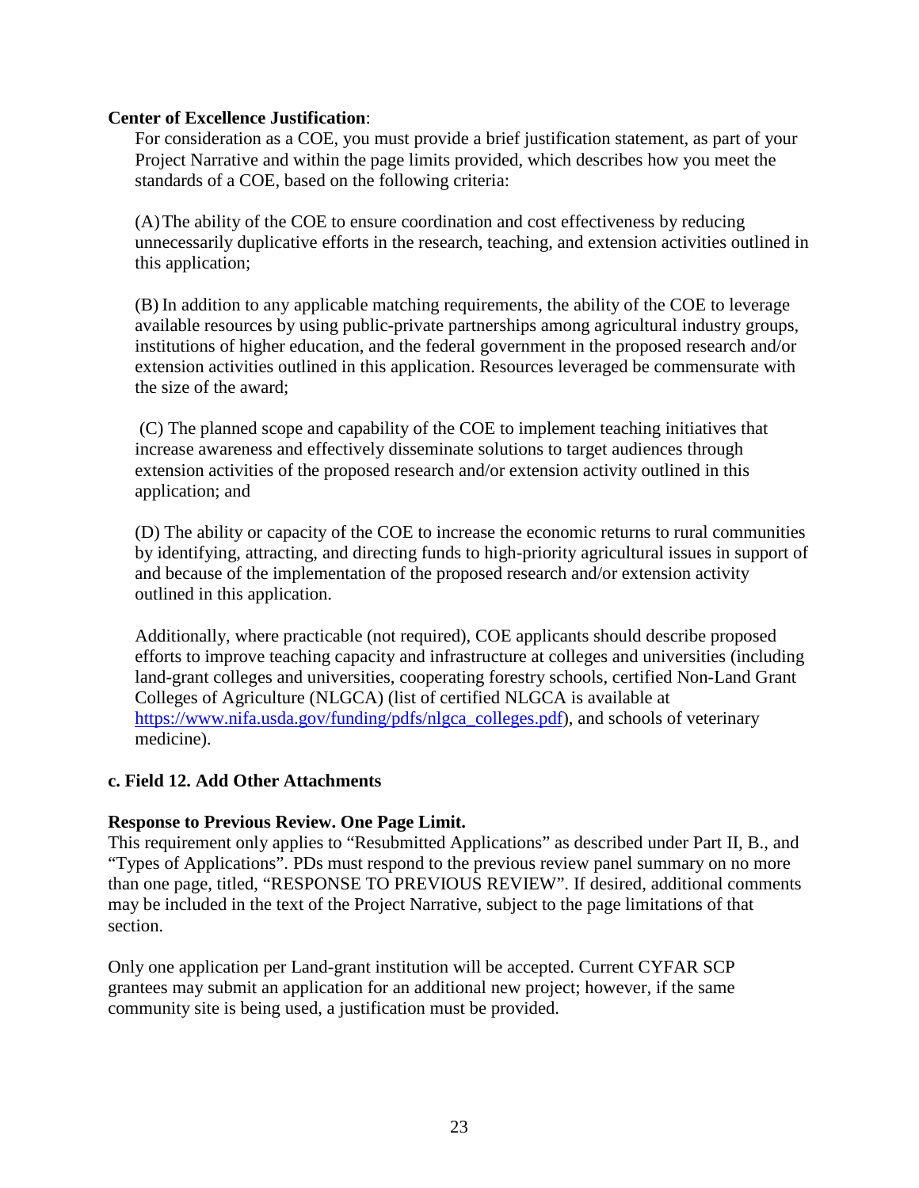**Center of Excellence Justification**:

For consideration as a COE, you must provide a brief justification statement, as part of your Project Narrative and within the page limits provided, which describes how you meet the standards of a COE, based on the following criteria:

(A) The ability of the COE to ensure coordination and cost effectiveness by reducing unnecessarily duplicative efforts in the research, teaching, and extension activities outlined in this application;

(B) In addition to any applicable matching requirements, the ability of the COE to leverage available resources by using public-private partnerships among agricultural industry groups, institutions of higher education, and the federal government in the proposed research and/or extension activities outlined in this application. Resources leveraged be commensurate with the size of the award;

(C) The planned scope and capability of the COE to implement teaching initiatives that increase awareness and effectively disseminate solutions to target audiences through extension activities of the proposed research and/or extension activity outlined in this application; and

(D) The ability or capacity of the COE to increase the economic returns to rural communities by identifying, attracting, and directing funds to high-priority agricultural issues in support of and because of the implementation of the proposed research and/or extension activity outlined in this application.

Additionally, where practicable (not required), COE applicants should describe proposed efforts to improve teaching capacity and infrastructure at colleges and universities (including land-grant colleges and universities, cooperating forestry schools, certified Non-Land Grant Colleges of Agriculture (NLGCA) (list of certified NLGCA is available at [https://www.nifa.usda.gov/funding/pdfs/nlgca_colleges.pdf](https://www.nifa.usda.gov/funding/pdfs/nlgca_colleges.pdf)), and schools of veterinary medicine).

### c. Field 12. Add Other Attachments

**Response to Previous Review. One Page Limit.**

This requirement only applies to "Resubmitted Applications" as described under Part II, B., and "Types of Applications". PDs must respond to the previous review panel summary on no more than one page, titled, "RESPONSE TO PREVIOUS REVIEW". If desired, additional comments may be included in the text of the Project Narrative, subject to the page limitations of that section.

Only one application per Land-grant institution will be accepted. Current CYFAR SCP grantees may submit an application for an additional new project; however, if the same community site is being used, a justification must be provided.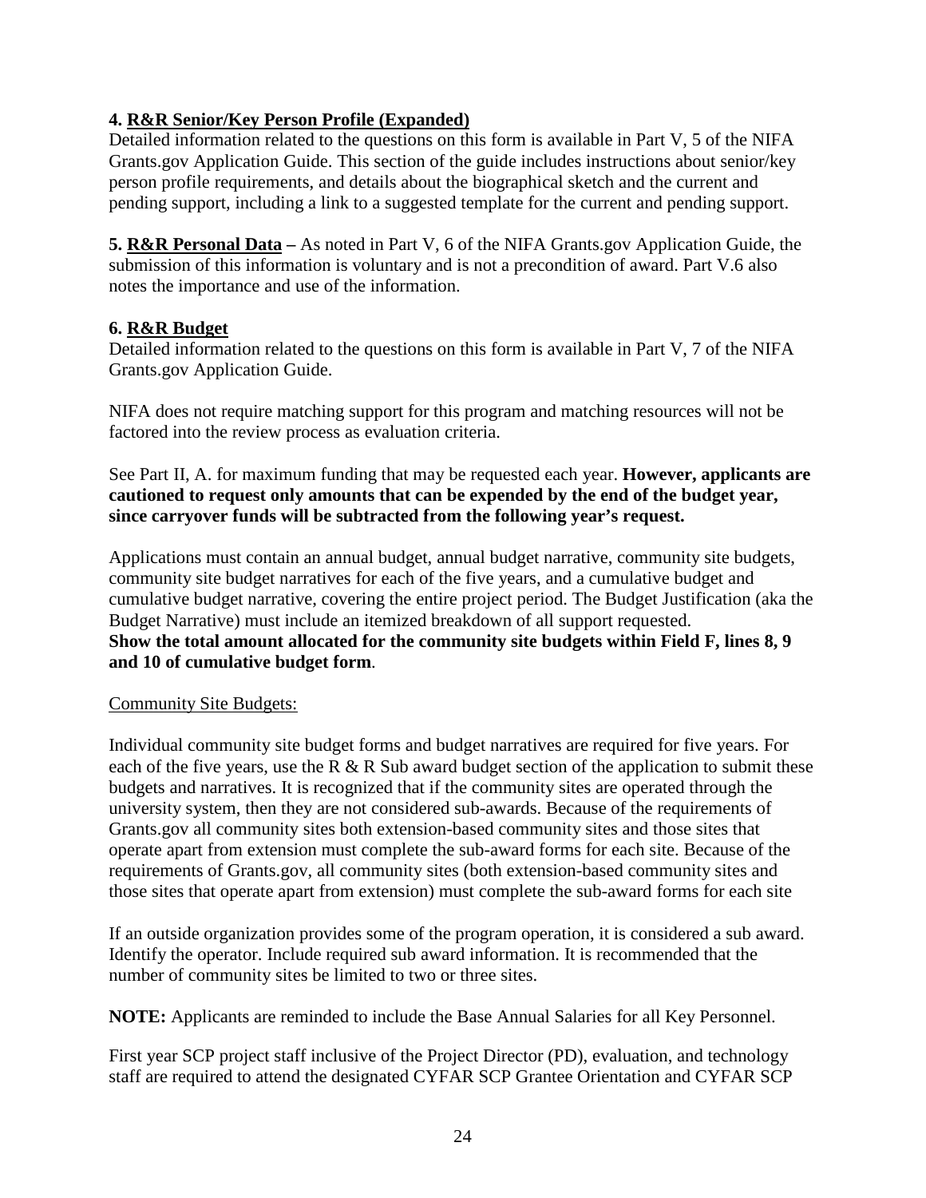**4. <u>R&R Senior/Key Person Profile (Expanded)</u>**
Detailed information related to the questions on this form is available in Part V, 5 of the NIFA Grants.gov Application Guide. This section of the guide includes instructions about senior/key person profile requirements, and details about the biographical sketch and the current and pending support, including a link to a suggested template for the current and pending support.

**5. <u>R&R Personal Data</u> –** As noted in Part V, 6 of the NIFA Grants.gov Application Guide, the submission of this information is voluntary and is not a precondition of award. Part V.6 also notes the importance and use of the information.

**6. <u>R&R Budget</u>**
Detailed information related to the questions on this form is available in Part V, 7 of the NIFA Grants.gov Application Guide.

NIFA does not require matching support for this program and matching resources will not be factored into the review process as evaluation criteria.

See Part II, A. for maximum funding that may be requested each year. **However, applicants are cautioned to request only amounts that can be expended by the end of the budget year, since carryover funds will be subtracted from the following year's request.**

Applications must contain an annual budget, annual budget narrative, community site budgets, community site budget narratives for each of the five years, and a cumulative budget and cumulative budget narrative, covering the entire project period. The Budget Justification (aka the Budget Narrative) must include an itemized breakdown of all support requested.
**Show the total amount allocated for the community site budgets within Field F, lines 8, 9 and 10 of cumulative budget form**.

<u>Community Site Budgets:</u>

Individual community site budget forms and budget narratives are required for five years. For each of the five years, use the R & R Sub award budget section of the application to submit these budgets and narratives. It is recognized that if the community sites are operated through the university system, then they are not considered sub-awards. Because of the requirements of Grants.gov all community sites both extension-based community sites and those sites that operate apart from extension must complete the sub-award forms for each site. Because of the requirements of Grants.gov, all community sites (both extension-based community sites and those sites that operate apart from extension) must complete the sub-award forms for each site

If an outside organization provides some of the program operation, it is considered a sub award. Identify the operator. Include required sub award information. It is recommended that the number of community sites be limited to two or three sites.

**NOTE:** Applicants are reminded to include the Base Annual Salaries for all Key Personnel.

First year SCP project staff inclusive of the Project Director (PD), evaluation, and technology staff are required to attend the designated CYFAR SCP Grantee Orientation and CYFAR SCP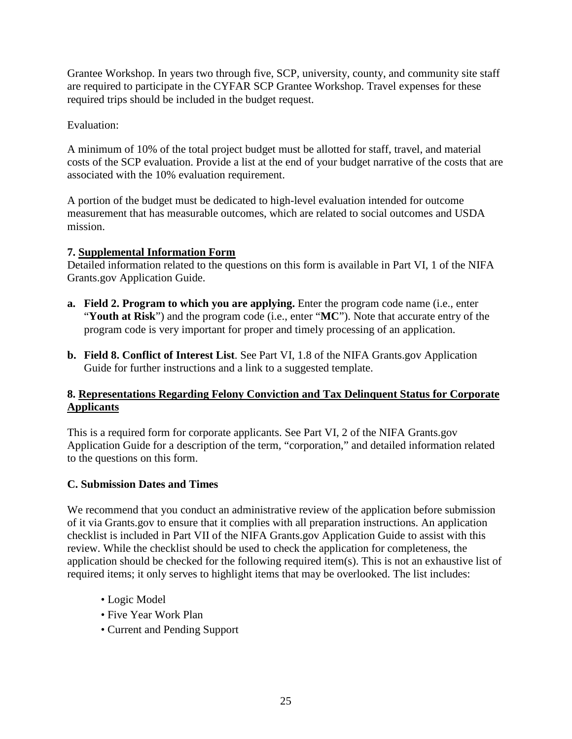Grantee Workshop. In years two through five, SCP, university, county, and community site staff are required to participate in the CYFAR SCP Grantee Workshop. Travel expenses for these required trips should be included in the budget request.

Evaluation:

A minimum of 10% of the total project budget must be allotted for staff, travel, and material costs of the SCP evaluation. Provide a list at the end of your budget narrative of the costs that are associated with the 10% evaluation requirement.

A portion of the budget must be dedicated to high-level evaluation intended for outcome measurement that has measurable outcomes, which are related to social outcomes and USDA mission.

**7. <u>Supplemental Information Form</u>**

Detailed information related to the questions on this form is available in Part VI, 1 of the NIFA Grants.gov Application Guide.

- **a. Field 2. Program to which you are applying.** Enter the program code name (i.e., enter "**Youth at Risk**") and the program code (i.e., enter "**MC**"). Note that accurate entry of the program code is very important for proper and timely processing of an application.
- **b. Field 8. Conflict of Interest List**. See Part VI, 1.8 of the NIFA Grants.gov Application Guide for further instructions and a link to a suggested template.

**8. <u>Representations Regarding Felony Conviction and Tax Delinquent Status for Corporate Applicants</u>**

This is a required form for corporate applicants. See Part VI, 2 of the NIFA Grants.gov Application Guide for a description of the term, "corporation," and detailed information related to the questions on this form.

**C. Submission Dates and Times**

We recommend that you conduct an administrative review of the application before submission of it via Grants.gov to ensure that it complies with all preparation instructions. An application checklist is included in Part VII of the NIFA Grants.gov Application Guide to assist with this review. While the checklist should be used to check the application for completeness, the application should be checked for the following required item(s). This is not an exhaustive list of required items; it only serves to highlight items that may be overlooked. The list includes:

- Logic Model
- Five Year Work Plan
- Current and Pending Support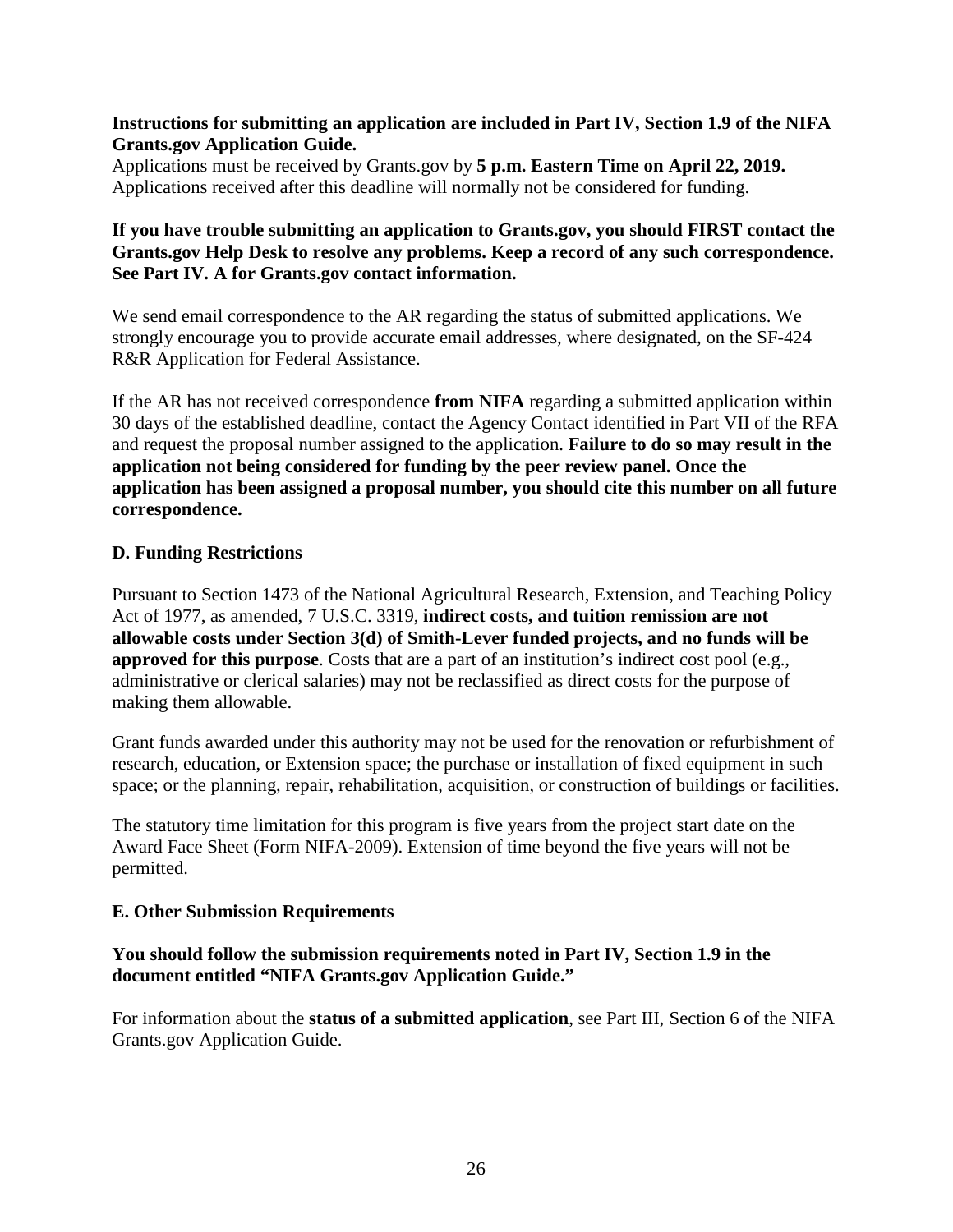**Instructions for submitting an application are included in Part IV, Section 1.9 of the NIFA Grants.gov Application Guide.**

Applications must be received by Grants.gov by **5 p.m. Eastern Time on April 22, 2019.** Applications received after this deadline will normally not be considered for funding.

**If you have trouble submitting an application to Grants.gov, you should FIRST contact the Grants.gov Help Desk to resolve any problems. Keep a record of any such correspondence. See Part IV. A for Grants.gov contact information.**

We send email correspondence to the AR regarding the status of submitted applications. We strongly encourage you to provide accurate email addresses, where designated, on the SF-424 R&R Application for Federal Assistance.

If the AR has not received correspondence **from NIFA** regarding a submitted application within 30 days of the established deadline, contact the Agency Contact identified in Part VII of the RFA and request the proposal number assigned to the application. **Failure to do so may result in the application not being considered for funding by the peer review panel. Once the application has been assigned a proposal number, you should cite this number on all future correspondence.**

### D. Funding Restrictions

Pursuant to Section 1473 of the National Agricultural Research, Extension, and Teaching Policy Act of 1977, as amended, 7 U.S.C. 3319, **indirect costs, and tuition remission are not allowable costs under Section 3(d) of Smith-Lever funded projects, and no funds will be approved for this purpose**. Costs that are a part of an institution's indirect cost pool (e.g., administrative or clerical salaries) may not be reclassified as direct costs for the purpose of making them allowable.

Grant funds awarded under this authority may not be used for the renovation or refurbishment of research, education, or Extension space; the purchase or installation of fixed equipment in such space; or the planning, repair, rehabilitation, acquisition, or construction of buildings or facilities.

The statutory time limitation for this program is five years from the project start date on the Award Face Sheet (Form NIFA-2009). Extension of time beyond the five years will not be permitted.

### E. Other Submission Requirements

**You should follow the submission requirements noted in Part IV, Section 1.9 in the document entitled "NIFA Grants.gov Application Guide."**

For information about the **status of a submitted application**, see Part III, Section 6 of the NIFA Grants.gov Application Guide.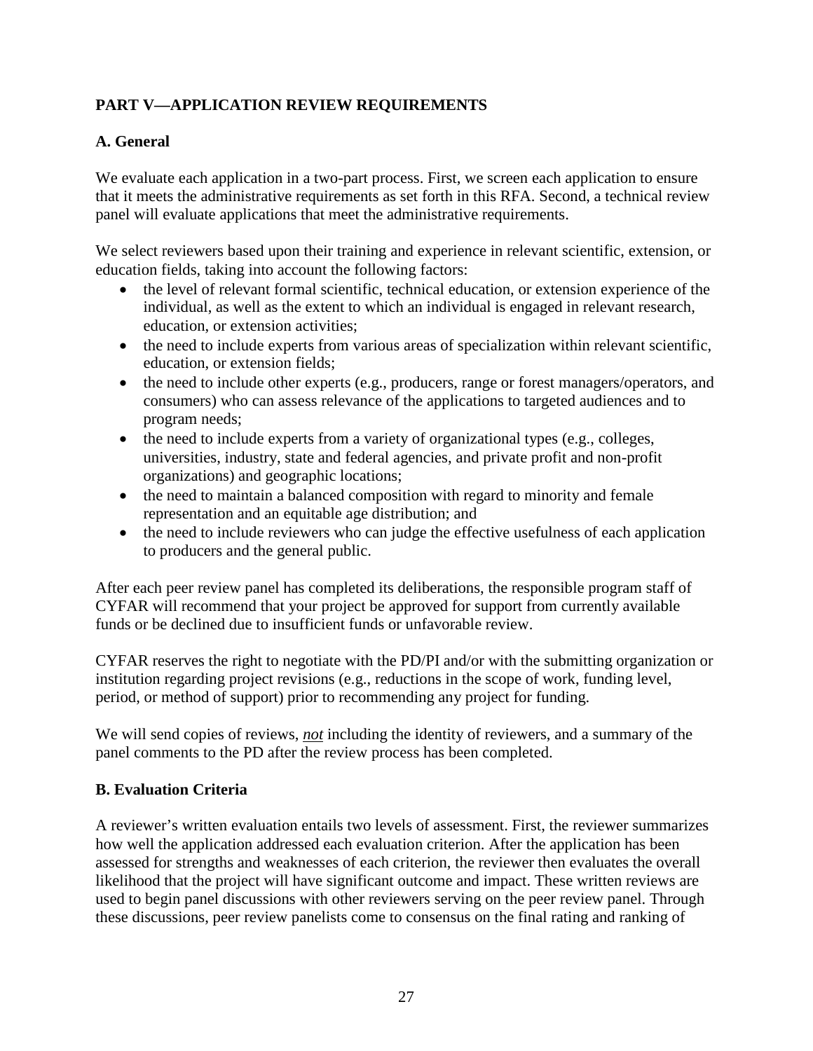## PART V—APPLICATION REVIEW REQUIREMENTS

### A. General

We evaluate each application in a two-part process. First, we screen each application to ensure that it meets the administrative requirements as set forth in this RFA. Second, a technical review panel will evaluate applications that meet the administrative requirements.

We select reviewers based upon their training and experience in relevant scientific, extension, or education fields, taking into account the following factors:

- the level of relevant formal scientific, technical education, or extension experience of the individual, as well as the extent to which an individual is engaged in relevant research, education, or extension activities;
- the need to include experts from various areas of specialization within relevant scientific, education, or extension fields;
- the need to include other experts (e.g., producers, range or forest managers/operators, and consumers) who can assess relevance of the applications to targeted audiences and to program needs;
- the need to include experts from a variety of organizational types (e.g., colleges, universities, industry, state and federal agencies, and private profit and non-profit organizations) and geographic locations;
- the need to maintain a balanced composition with regard to minority and female representation and an equitable age distribution; and
- the need to include reviewers who can judge the effective usefulness of each application to producers and the general public.

After each peer review panel has completed its deliberations, the responsible program staff of CYFAR will recommend that your project be approved for support from currently available funds or be declined due to insufficient funds or unfavorable review.

CYFAR reserves the right to negotiate with the PD/PI and/or with the submitting organization or institution regarding project revisions (e.g., reductions in the scope of work, funding level, period, or method of support) prior to recommending any project for funding.

We will send copies of reviews, ***not*** including the identity of reviewers, and a summary of the panel comments to the PD after the review process has been completed.

### B. Evaluation Criteria

A reviewer's written evaluation entails two levels of assessment. First, the reviewer summarizes how well the application addressed each evaluation criterion. After the application has been assessed for strengths and weaknesses of each criterion, the reviewer then evaluates the overall likelihood that the project will have significant outcome and impact. These written reviews are used to begin panel discussions with other reviewers serving on the peer review panel. Through these discussions, peer review panelists come to consensus on the final rating and ranking of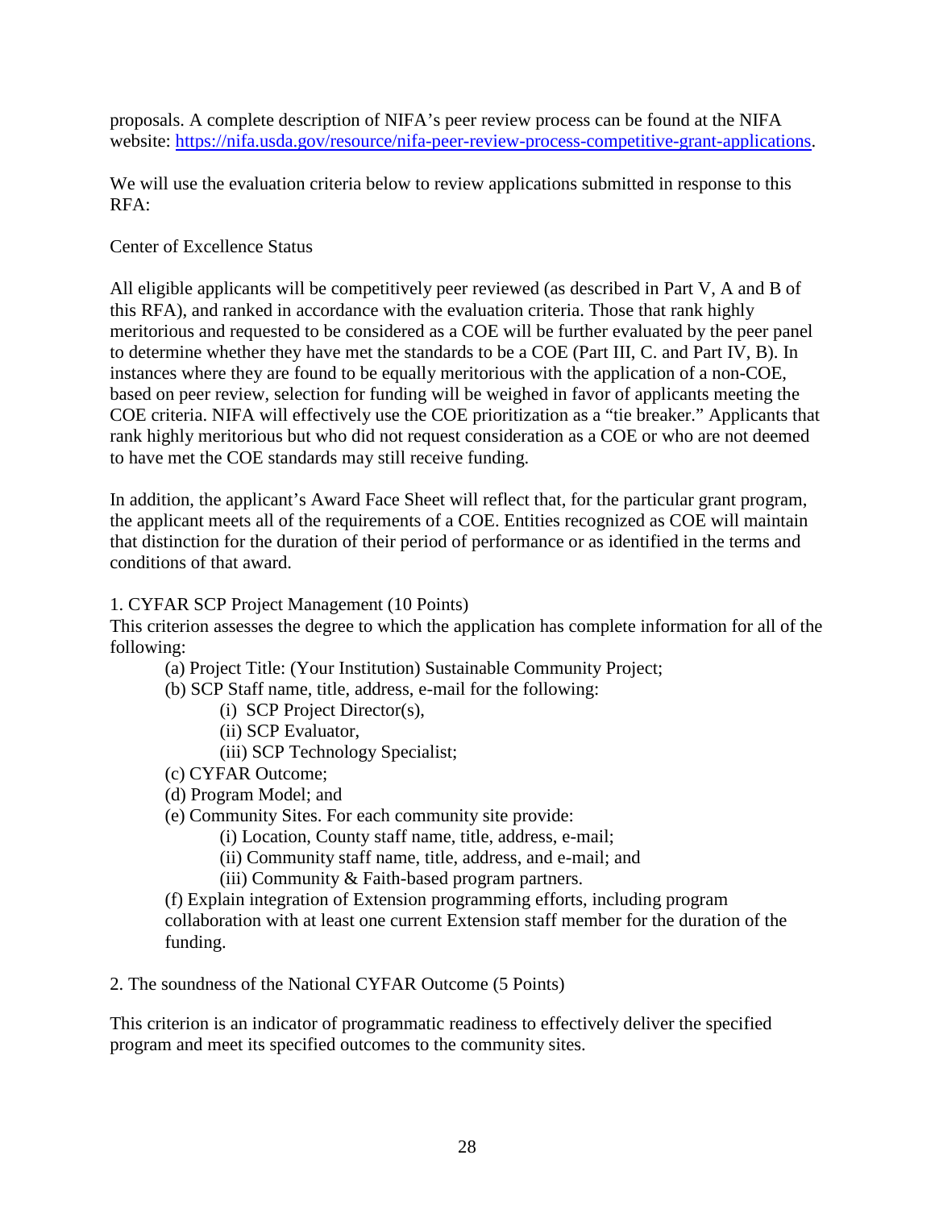proposals. A complete description of NIFA's peer review process can be found at the NIFA website: https://nifa.usda.gov/resource/nifa-peer-review-process-competitive-grant-applications.

We will use the evaluation criteria below to review applications submitted in response to this RFA:

Center of Excellence Status

All eligible applicants will be competitively peer reviewed (as described in Part V, A and B of this RFA), and ranked in accordance with the evaluation criteria. Those that rank highly meritorious and requested to be considered as a COE will be further evaluated by the peer panel to determine whether they have met the standards to be a COE (Part III, C. and Part IV, B). In instances where they are found to be equally meritorious with the application of a non-COE, based on peer review, selection for funding will be weighed in favor of applicants meeting the COE criteria. NIFA will effectively use the COE prioritization as a "tie breaker." Applicants that rank highly meritorious but who did not request consideration as a COE or who are not deemed to have met the COE standards may still receive funding.

In addition, the applicant's Award Face Sheet will reflect that, for the particular grant program, the applicant meets all of the requirements of a COE. Entities recognized as COE will maintain that distinction for the duration of their period of performance or as identified in the terms and conditions of that award.

1. CYFAR SCP Project Management (10 Points)
This criterion assesses the degree to which the application has complete information for all of the following:

- (a) Project Title: (Your Institution) Sustainable Community Project;
- (b) SCP Staff name, title, address, e-mail for the following:
  - (i) SCP Project Director(s),
  - (ii) SCP Evaluator,
  - (iii) SCP Technology Specialist;
- (c) CYFAR Outcome;
- (d) Program Model; and
- (e) Community Sites. For each community site provide:
  - (i) Location, County staff name, title, address, e-mail;
  - (ii) Community staff name, title, address, and e-mail; and
  - (iii) Community & Faith-based program partners.
- (f) Explain integration of Extension programming efforts, including program collaboration with at least one current Extension staff member for the duration of the funding.

2. The soundness of the National CYFAR Outcome (5 Points)

This criterion is an indicator of programmatic readiness to effectively deliver the specified program and meet its specified outcomes to the community sites.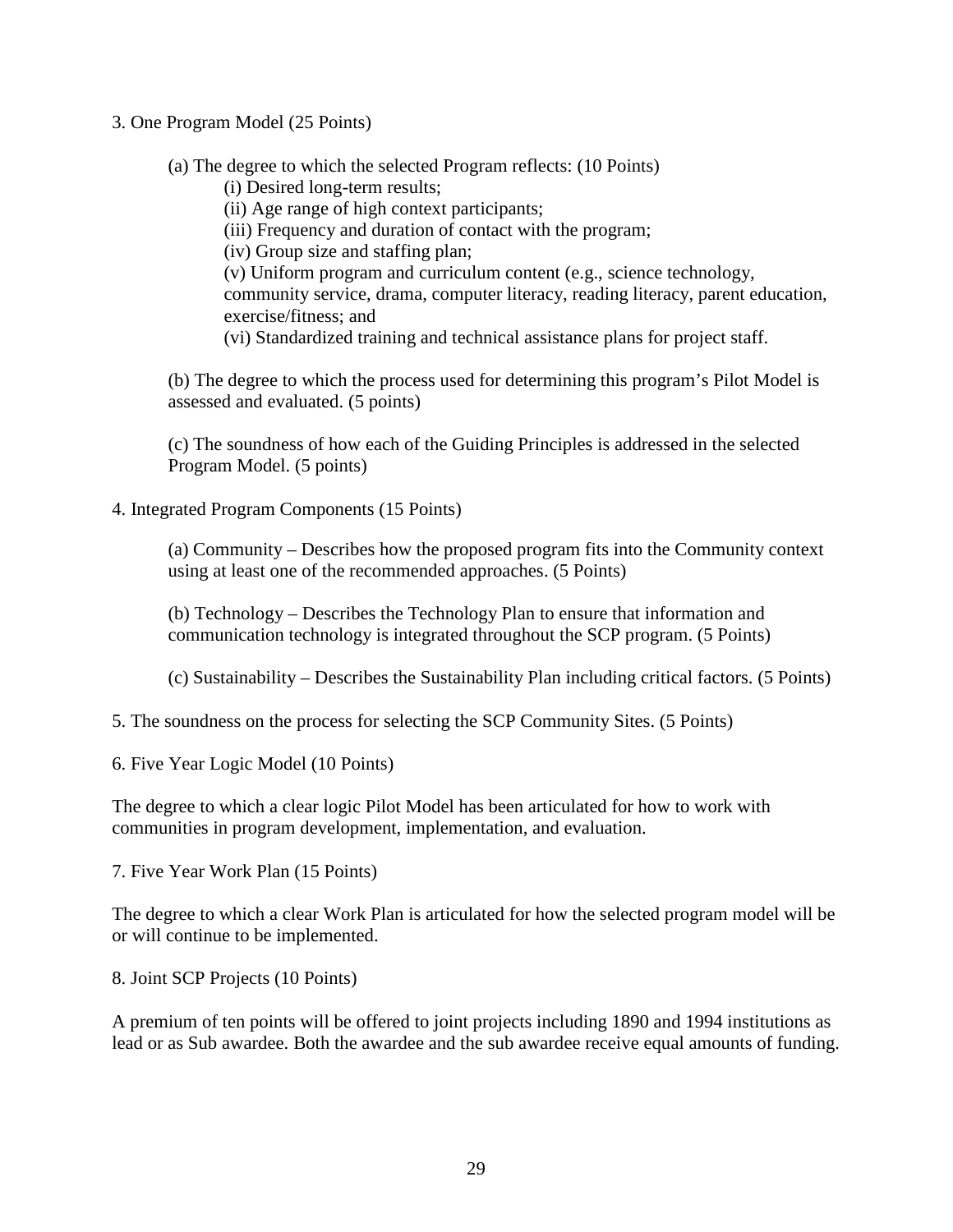3. One Program Model (25 Points)

(a) The degree to which the selected Program reflects: (10 Points)

(i) Desired long-term results;

(ii) Age range of high context participants;

(iii) Frequency and duration of contact with the program;

(iv) Group size and staffing plan;

(v) Uniform program and curriculum content (e.g., science technology, community service, drama, computer literacy, reading literacy, parent education, exercise/fitness; and

(vi) Standardized training and technical assistance plans for project staff.

(b) The degree to which the process used for determining this program's Pilot Model is assessed and evaluated. (5 points)

(c) The soundness of how each of the Guiding Principles is addressed in the selected Program Model. (5 points)

4. Integrated Program Components (15 Points)

(a) Community – Describes how the proposed program fits into the Community context using at least one of the recommended approaches. (5 Points)

(b) Technology – Describes the Technology Plan to ensure that information and communication technology is integrated throughout the SCP program. (5 Points)

(c) Sustainability – Describes the Sustainability Plan including critical factors. (5 Points)

5. The soundness on the process for selecting the SCP Community Sites. (5 Points)

6. Five Year Logic Model (10 Points)

The degree to which a clear logic Pilot Model has been articulated for how to work with communities in program development, implementation, and evaluation.

7. Five Year Work Plan (15 Points)

The degree to which a clear Work Plan is articulated for how the selected program model will be or will continue to be implemented.

8. Joint SCP Projects (10 Points)

A premium of ten points will be offered to joint projects including 1890 and 1994 institutions as lead or as Sub awardee. Both the awardee and the sub awardee receive equal amounts of funding.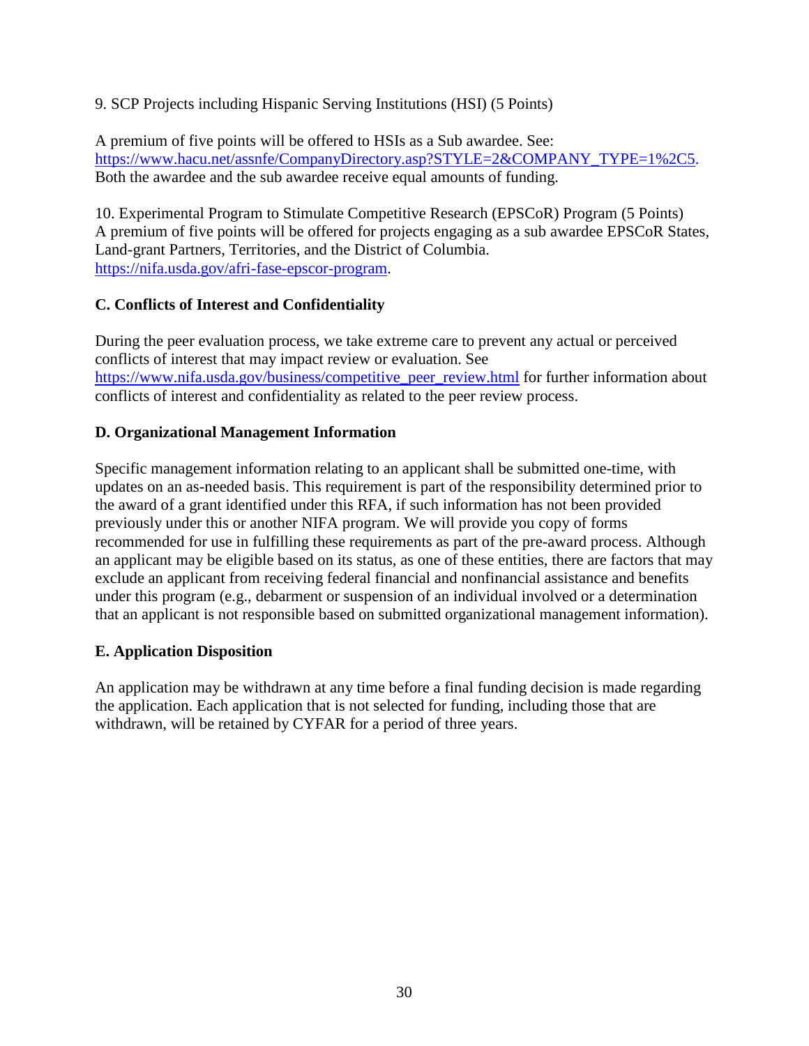9. SCP Projects including Hispanic Serving Institutions (HSI) (5 Points)

A premium of five points will be offered to HSIs as a Sub awardee. See: https://www.hacu.net/assnfe/CompanyDirectory.asp?STYLE=2&COMPANY_TYPE=1%2C5. Both the awardee and the sub awardee receive equal amounts of funding.

10. Experimental Program to Stimulate Competitive Research (EPSCoR) Program (5 Points)
A premium of five points will be offered for projects engaging as a sub awardee EPSCoR States, Land-grant Partners, Territories, and the District of Columbia. https://nifa.usda.gov/afri-fase-epscor-program.

**C. Conflicts of Interest and Confidentiality**

During the peer evaluation process, we take extreme care to prevent any actual or perceived conflicts of interest that may impact review or evaluation. See https://www.nifa.usda.gov/business/competitive_peer_review.html for further information about conflicts of interest and confidentiality as related to the peer review process.

**D. Organizational Management Information**

Specific management information relating to an applicant shall be submitted one-time, with updates on an as-needed basis. This requirement is part of the responsibility determined prior to the award of a grant identified under this RFA, if such information has not been provided previously under this or another NIFA program. We will provide you copy of forms recommended for use in fulfilling these requirements as part of the pre-award process. Although an applicant may be eligible based on its status, as one of these entities, there are factors that may exclude an applicant from receiving federal financial and nonfinancial assistance and benefits under this program (e.g., debarment or suspension of an individual involved or a determination that an applicant is not responsible based on submitted organizational management information).

**E. Application Disposition**

An application may be withdrawn at any time before a final funding decision is made regarding the application. Each application that is not selected for funding, including those that are withdrawn, will be retained by CYFAR for a period of three years.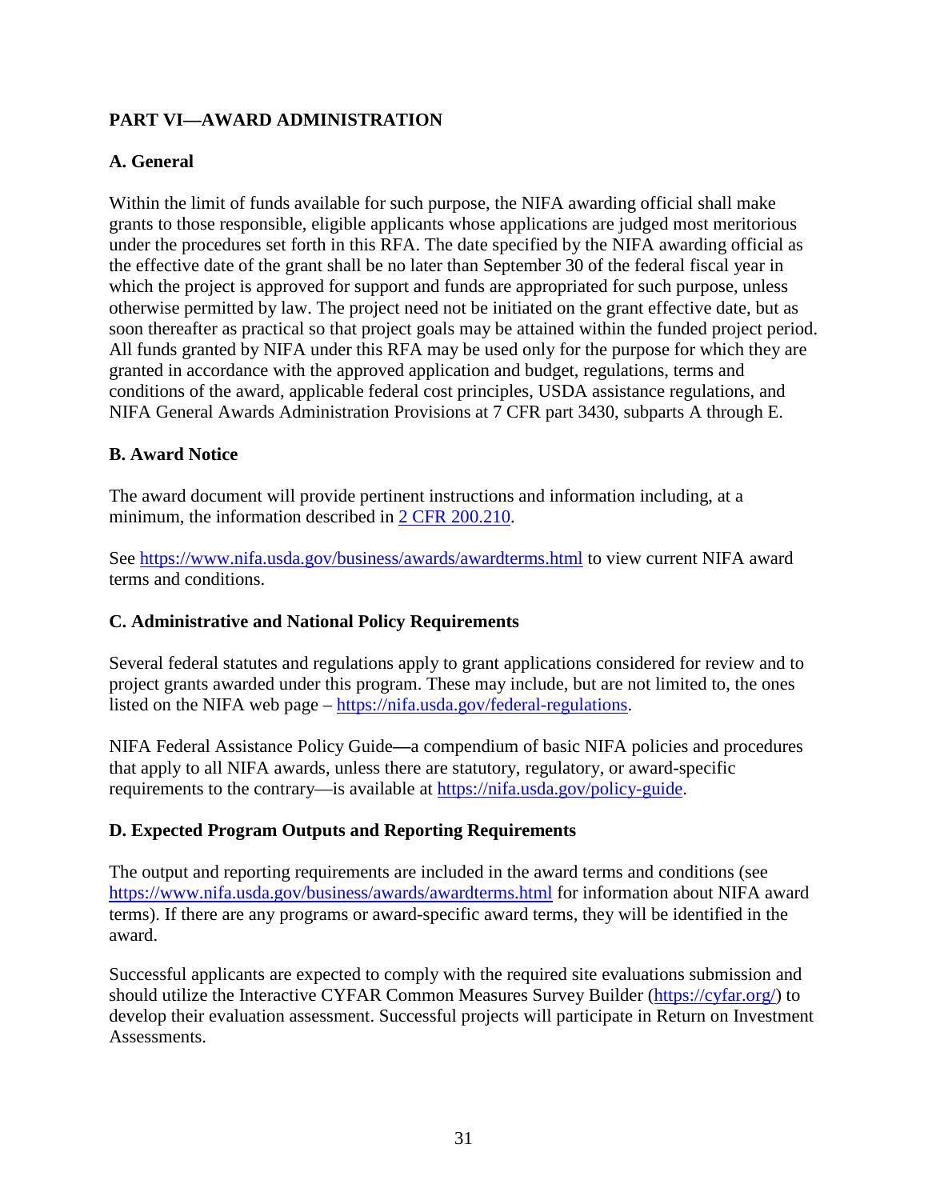## PART VI—AWARD ADMINISTRATION

### A. General

Within the limit of funds available for such purpose, the NIFA awarding official shall make grants to those responsible, eligible applicants whose applications are judged most meritorious under the procedures set forth in this RFA. The date specified by the NIFA awarding official as the effective date of the grant shall be no later than September 30 of the federal fiscal year in which the project is approved for support and funds are appropriated for such purpose, unless otherwise permitted by law. The project need not be initiated on the grant effective date, but as soon thereafter as practical so that project goals may be attained within the funded project period. All funds granted by NIFA under this RFA may be used only for the purpose for which they are granted in accordance with the approved application and budget, regulations, terms and conditions of the award, applicable federal cost principles, USDA assistance regulations, and NIFA General Awards Administration Provisions at 7 CFR part 3430, subparts A through E.

### B. Award Notice

The award document will provide pertinent instructions and information including, at a minimum, the information described in [2 CFR 200.210](2 CFR 200.210).

See [https://www.nifa.usda.gov/business/awards/awardterms.html](https://www.nifa.usda.gov/business/awards/awardterms.html) to view current NIFA award terms and conditions.

### C. Administrative and National Policy Requirements

Several federal statutes and regulations apply to grant applications considered for review and to project grants awarded under this program. These may include, but are not limited to, the ones listed on the NIFA web page – [https://nifa.usda.gov/federal-regulations](https://nifa.usda.gov/federal-regulations).

NIFA Federal Assistance Policy Guide—a compendium of basic NIFA policies and procedures that apply to all NIFA awards, unless there are statutory, regulatory, or award-specific requirements to the contrary—is available at [https://nifa.usda.gov/policy-guide](https://nifa.usda.gov/policy-guide).

### D. Expected Program Outputs and Reporting Requirements

The output and reporting requirements are included in the award terms and conditions (see [https://www.nifa.usda.gov/business/awards/awardterms.html](https://www.nifa.usda.gov/business/awards/awardterms.html) for information about NIFA award terms). If there are any programs or award-specific award terms, they will be identified in the award.

Successful applicants are expected to comply with the required site evaluations submission and should utilize the Interactive CYFAR Common Measures Survey Builder ([https://cyfar.org/](https://cyfar.org/)) to develop their evaluation assessment. Successful projects will participate in Return on Investment Assessments.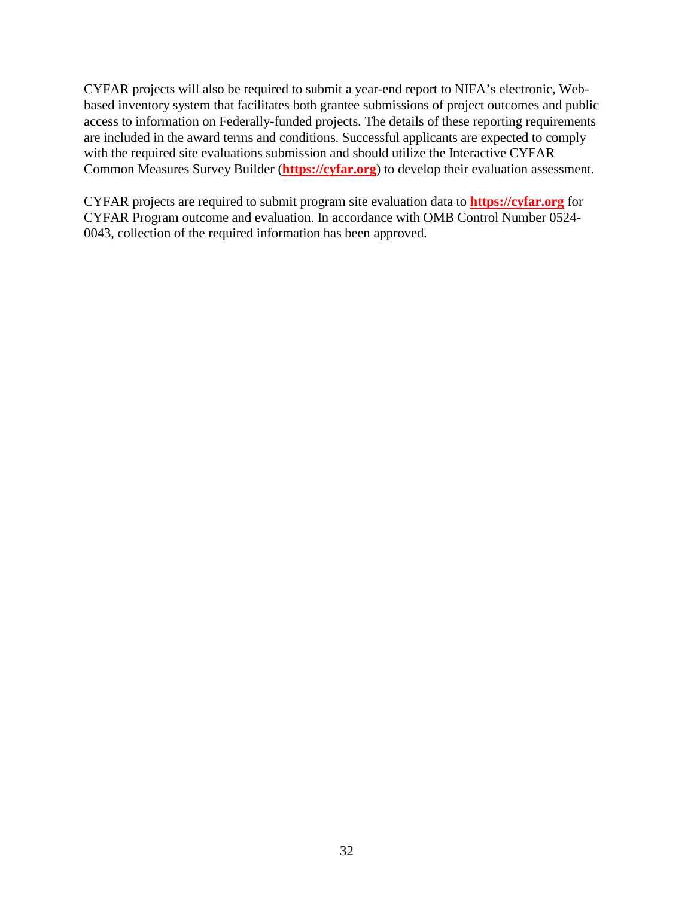CYFAR projects will also be required to submit a year-end report to NIFA's electronic, Web-based inventory system that facilitates both grantee submissions of project outcomes and public access to information on Federally-funded projects. The details of these reporting requirements are included in the award terms and conditions. Successful applicants are expected to comply with the required site evaluations submission and should utilize the Interactive CYFAR Common Measures Survey Builder (**https://cyfar.org**) to develop their evaluation assessment.

CYFAR projects are required to submit program site evaluation data to **https://cyfar.org** for CYFAR Program outcome and evaluation. In accordance with OMB Control Number 0524-0043, collection of the required information has been approved.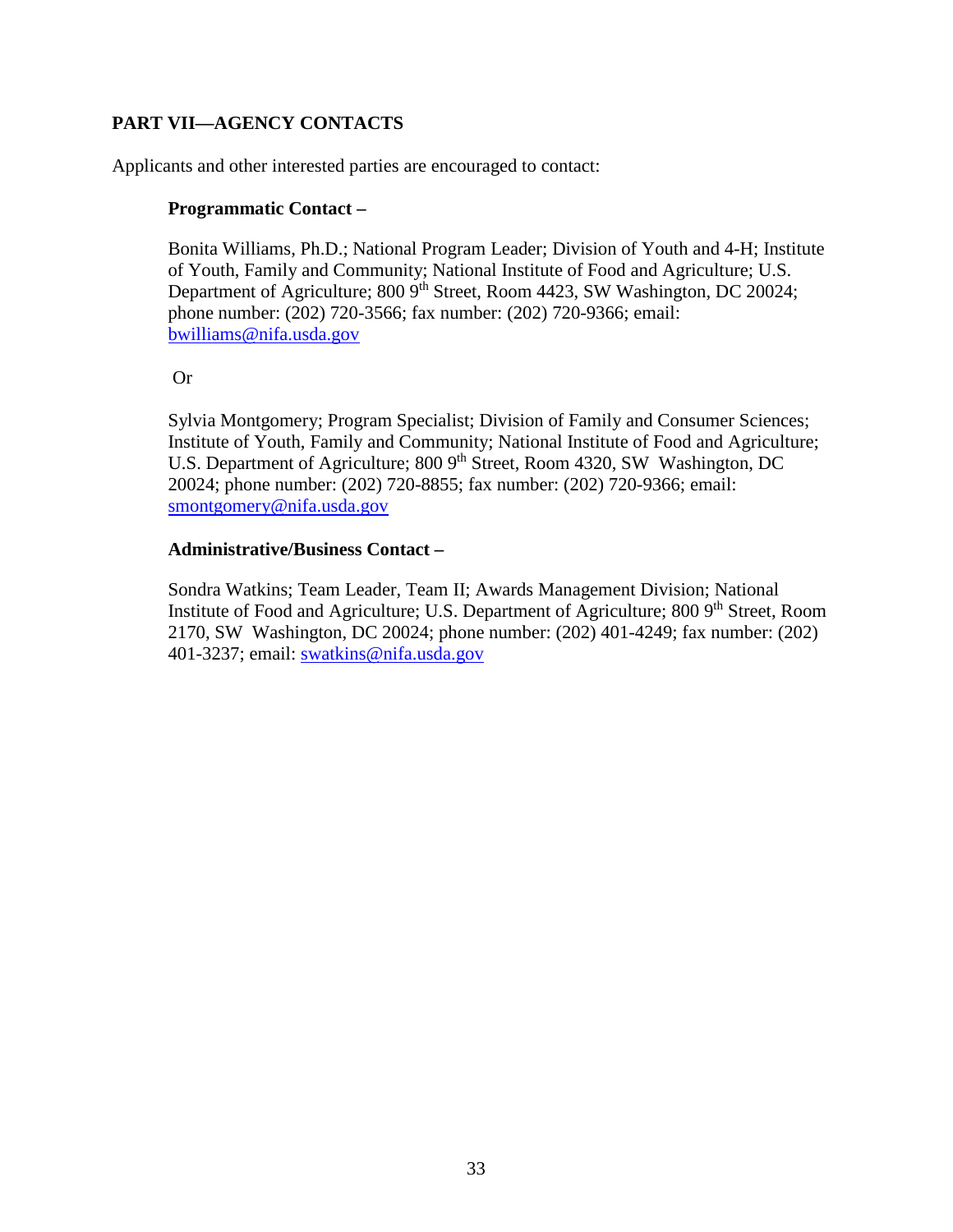## PART VII—AGENCY CONTACTS

Applicants and other interested parties are encouraged to contact:

**Programmatic Contact –**

Bonita Williams, Ph.D.; National Program Leader; Division of Youth and 4-H; Institute of Youth, Family and Community; National Institute of Food and Agriculture; U.S. Department of Agriculture; 800 9th Street, Room 4423, SW Washington, DC 20024; phone number: (202) 720-3566; fax number: (202) 720-9366; email: bwilliams@nifa.usda.gov

Or

Sylvia Montgomery; Program Specialist; Division of Family and Consumer Sciences; Institute of Youth, Family and Community; National Institute of Food and Agriculture; U.S. Department of Agriculture; 800 9th Street, Room 4320, SW Washington, DC 20024; phone number: (202) 720-8855; fax number: (202) 720-9366; email: smontgomery@nifa.usda.gov

**Administrative/Business Contact –**

Sondra Watkins; Team Leader, Team II; Awards Management Division; National Institute of Food and Agriculture; U.S. Department of Agriculture; 800 9th Street, Room 2170, SW Washington, DC 20024; phone number: (202) 401-4249; fax number: (202) 401-3237; email: swatkins@nifa.usda.gov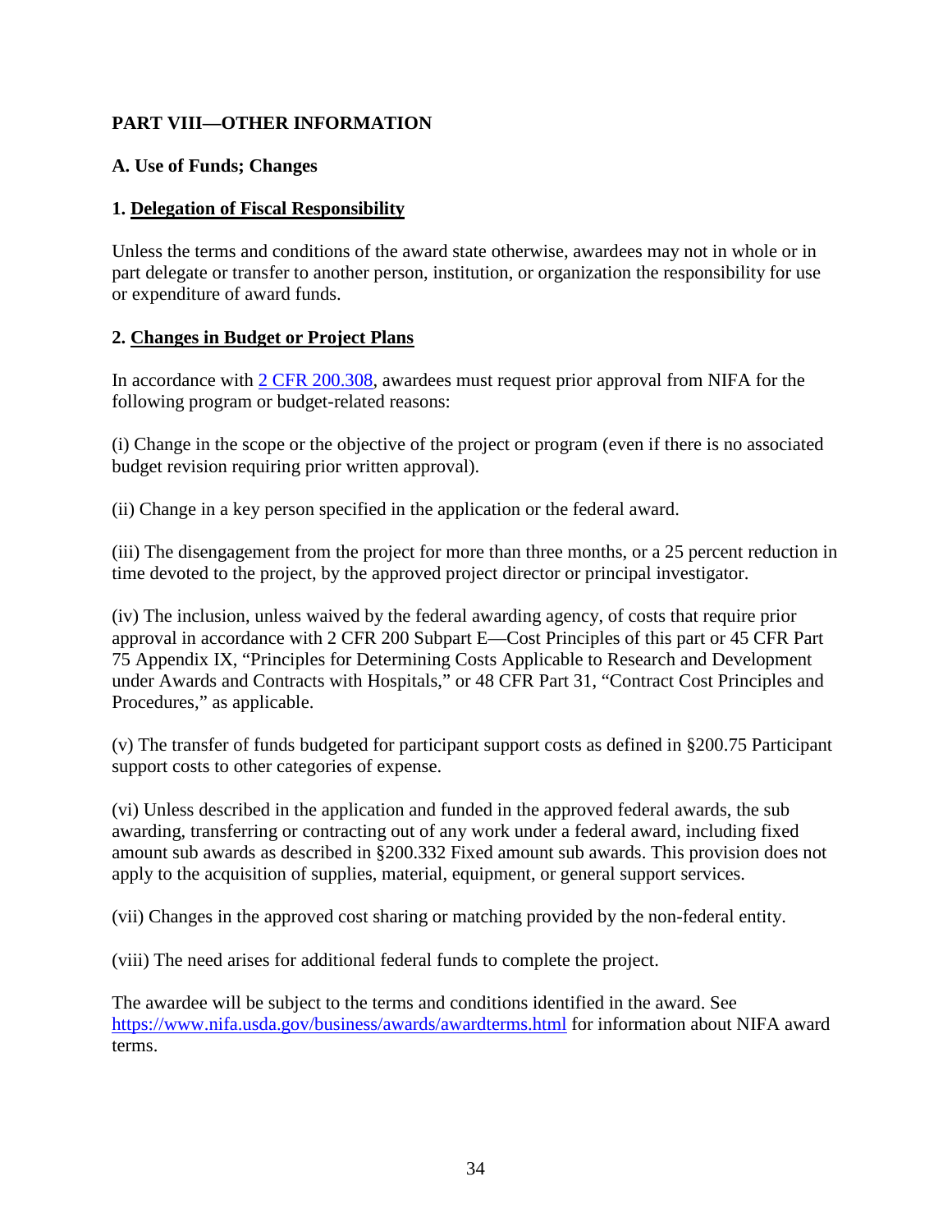## PART VIII—OTHER INFORMATION

### A. Use of Funds; Changes

#### 1. Delegation of Fiscal Responsibility

Unless the terms and conditions of the award state otherwise, awardees may not in whole or in part delegate or transfer to another person, institution, or organization the responsibility for use or expenditure of award funds.

#### 2. Changes in Budget or Project Plans

In accordance with [2 CFR 200.308](2 CFR 200.308), awardees must request prior approval from NIFA for the following program or budget-related reasons:

(i) Change in the scope or the objective of the project or program (even if there is no associated budget revision requiring prior written approval).

(ii) Change in a key person specified in the application or the federal award.

(iii) The disengagement from the project for more than three months, or a 25 percent reduction in time devoted to the project, by the approved project director or principal investigator.

(iv) The inclusion, unless waived by the federal awarding agency, of costs that require prior approval in accordance with 2 CFR 200 Subpart E—Cost Principles of this part or 45 CFR Part 75 Appendix IX, "Principles for Determining Costs Applicable to Research and Development under Awards and Contracts with Hospitals," or 48 CFR Part 31, "Contract Cost Principles and Procedures," as applicable.

(v) The transfer of funds budgeted for participant support costs as defined in §200.75 Participant support costs to other categories of expense.

(vi) Unless described in the application and funded in the approved federal awards, the sub awarding, transferring or contracting out of any work under a federal award, including fixed amount sub awards as described in §200.332 Fixed amount sub awards. This provision does not apply to the acquisition of supplies, material, equipment, or general support services.

(vii) Changes in the approved cost sharing or matching provided by the non-federal entity.

(viii) The need arises for additional federal funds to complete the project.

The awardee will be subject to the terms and conditions identified in the award. See https://www.nifa.usda.gov/business/awards/awardterms.html for information about NIFA award terms.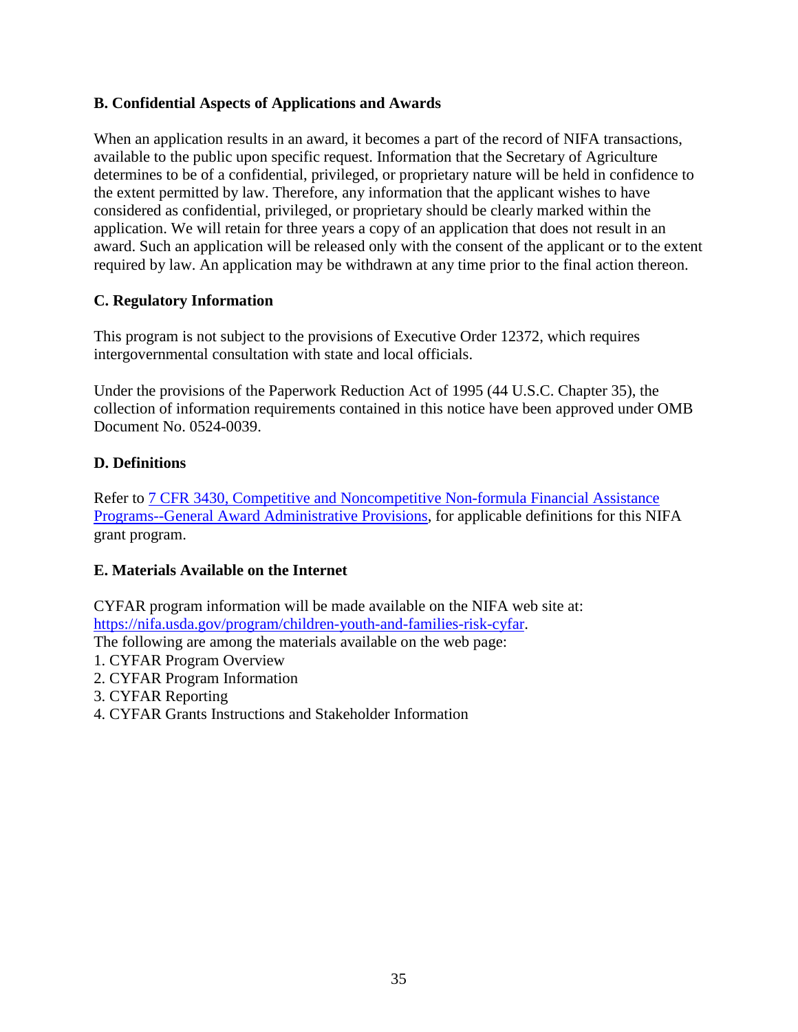### B. Confidential Aspects of Applications and Awards

When an application results in an award, it becomes a part of the record of NIFA transactions, available to the public upon specific request. Information that the Secretary of Agriculture determines to be of a confidential, privileged, or proprietary nature will be held in confidence to the extent permitted by law. Therefore, any information that the applicant wishes to have considered as confidential, privileged, or proprietary should be clearly marked within the application. We will retain for three years a copy of an application that does not result in an award. Such an application will be released only with the consent of the applicant or to the extent required by law. An application may be withdrawn at any time prior to the final action thereon.

### C. Regulatory Information

This program is not subject to the provisions of Executive Order 12372, which requires intergovernmental consultation with state and local officials.

Under the provisions of the Paperwork Reduction Act of 1995 (44 U.S.C. Chapter 35), the collection of information requirements contained in this notice have been approved under OMB Document No. 0524-0039.

### D. Definitions

Refer to [7 CFR 3430, Competitive and Noncompetitive Non-formula Financial Assistance Programs--General Award Administrative Provisions](), for applicable definitions for this NIFA grant program.

### E. Materials Available on the Internet

CYFAR program information will be made available on the NIFA web site at: [https://nifa.usda.gov/program/children-youth-and-families-risk-cyfar](https://nifa.usda.gov/program/children-youth-and-families-risk-cyfar).
The following are among the materials available on the web page:

1. CYFAR Program Overview
2. CYFAR Program Information
3. CYFAR Reporting
4. CYFAR Grants Instructions and Stakeholder Information